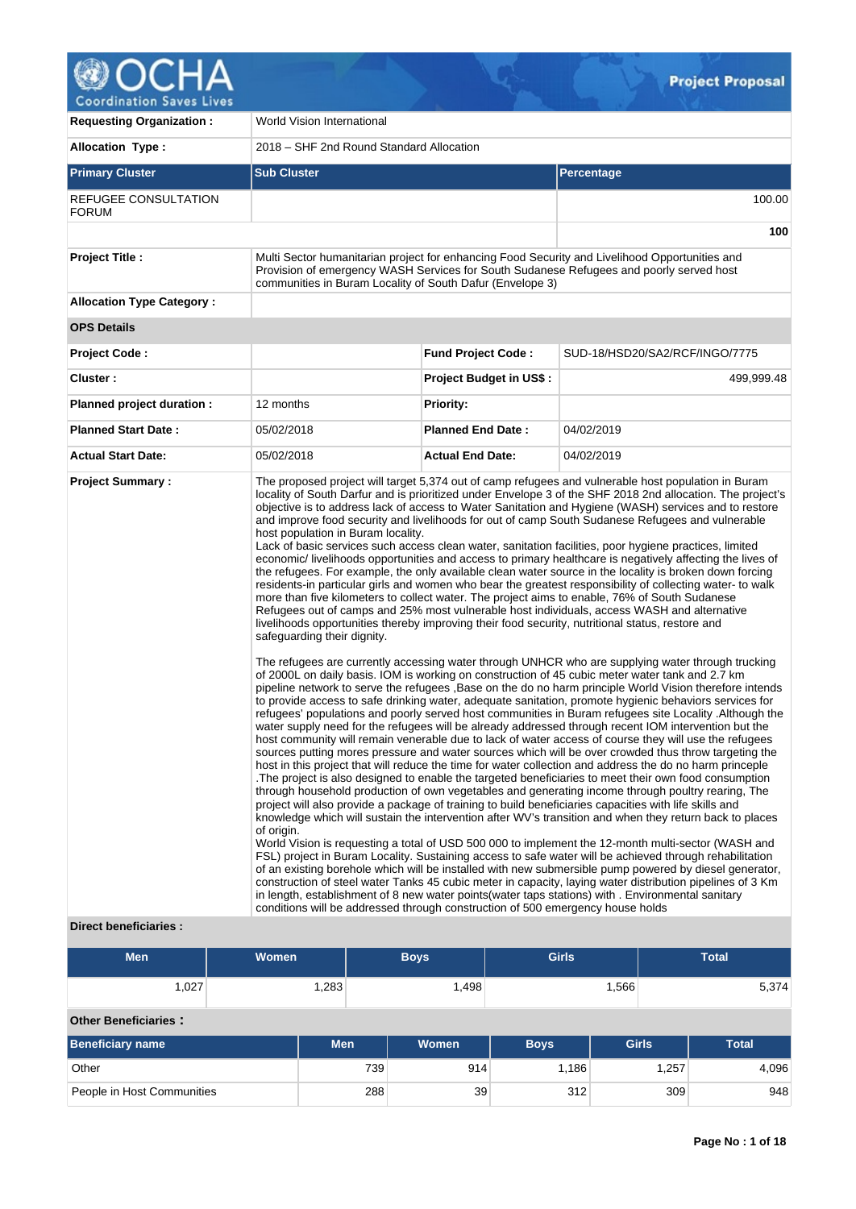# Project Proposal

| | | | |
|---|---|---|---|
| **Requesting Organization :** | World Vision International | | |
| **Allocation Type :** | 2018 – SHF 2nd Round Standard Allocation | | |

| **Primary Cluster** | **Sub Cluster** | **Percentage** |
|---|---|---|
| REFUGEE CONSULTATION FORUM | | 100.00 |
| | | **100** |

| | | | |
|---|---|---|---|
| **Project Title :** | Multi Sector humanitarian project for enhancing Food Security and Livelihood Opportunities and Provision of emergency WASH Services for South Sudanese Refugees and poorly served host communities in Buram Locality of South Dafur (Envelope 3) | | |
| **Allocation Type Category :** | | | |
| **OPS Details** | | | |
| **Project Code :** | | **Fund Project Code :** | SUD-18/HSD20/SA2/RCF/INGO/7775 |
| **Cluster :** | | **Project Budget in US$ :** | 499,999.48 |
| **Planned project duration :** | 12 months | **Priority:** | |
| **Planned Start Date :** | 05/02/2018 | **Planned End Date :** | 04/02/2019 |
| **Actual Start Date:** | 05/02/2018 | **Actual End Date:** | 04/02/2019 |

**Project Summary :**

The proposed project will target 5,374 out of camp refugees and vulnerable host population in Buram locality of South Darfur and is prioritized under Envelope 3 of the SHF 2018 2nd allocation. The project's objective is to address lack of access to Water Sanitation and Hygiene (WASH) services and to restore and improve food security and livelihoods for out of camp South Sudanese refugees and vulnerable host population in Buram locality.
Lack of basic services such access clean water, sanitation facilities, poor hygiene practices, limited economic/ livelihoods opportunities and access to primary healthcare is negatively affecting the lives of the refugees. For example, the only available clean water source in the locality is broken down forcing residents-in particular girls and women who bear the greatest responsibility of collecting water- to walk more than five kilometers to collect water. The project aims to enable, 76% of South Sudanese Refugees out of camps and 25% most vulnerable host individuals, access WASH and alternative livelihoods opportunities thereby improving their food security, nutritional status, restore and safeguarding their dignity.

The refugees are currently accessing water through UNHCR who are supplying water through trucking of 2000L on daily basis. IOM is working on construction of 45 cubic meter water tank and 2.7 km pipeline network to serve the refugees ,Base on the do no harm principle World Vision therefore intends to provide access to safe drinking water, adequate sanitation, promote hygienic behaviors services for refugees' populations and poorly served host communities in Buram refugees site Locality .Although the water supply need for the refugees will be already addressed through recent IOM intervention but the host community will remain venerable due to lack of water access of course they will use the refugees sources putting mores pressure and water sources which will be over crowded thus through targeting the host in this project that will reduce the time for water collection and address the do no harm princeple .The project is also designed to enable the targeted beneficiaries to meet their own food consumption through household production of own vegetables and generating income through poultry rearing, The project will also provide a package of training to build beneficiaries capacities with life skills and knowledge which will sustain the intervention after WV's transition and when they return back to places of origin.
World Vision is requesting a total of USD 500 000 to implement the 12-month multi-sector (WASH and FSL) project in Buram Locality. Sustaining access to safe water will be achieved through rehabilitation of an existing borehole which will be installed with new submersible pump powered by diesel generator, construction of steel water Tanks 45 cubic meter in capacity, laying water distribution pipelines of 3 Km in length, establishment of 8 new water points(water taps stations) with . Environmental sanitary conditions will be addressed through construction of 500 emergency house holds

**Direct beneficiaries :**

| Men | Women | Boys | Girls | Total |
|---|---|---|---|---|
| 1,027 | 1,283 | 1,498 | 1,566 | 5,374 |

**Other Beneficiaries :**

| Beneficiary name | Men | Women | Boys | Girls | Total |
|---|---|---|---|---|---|
| Other | 739 | 914 | 1,186 | 1,257 | 4,096 |
| People in Host Communities | 288 | 39 | 312 | 309 | 948 |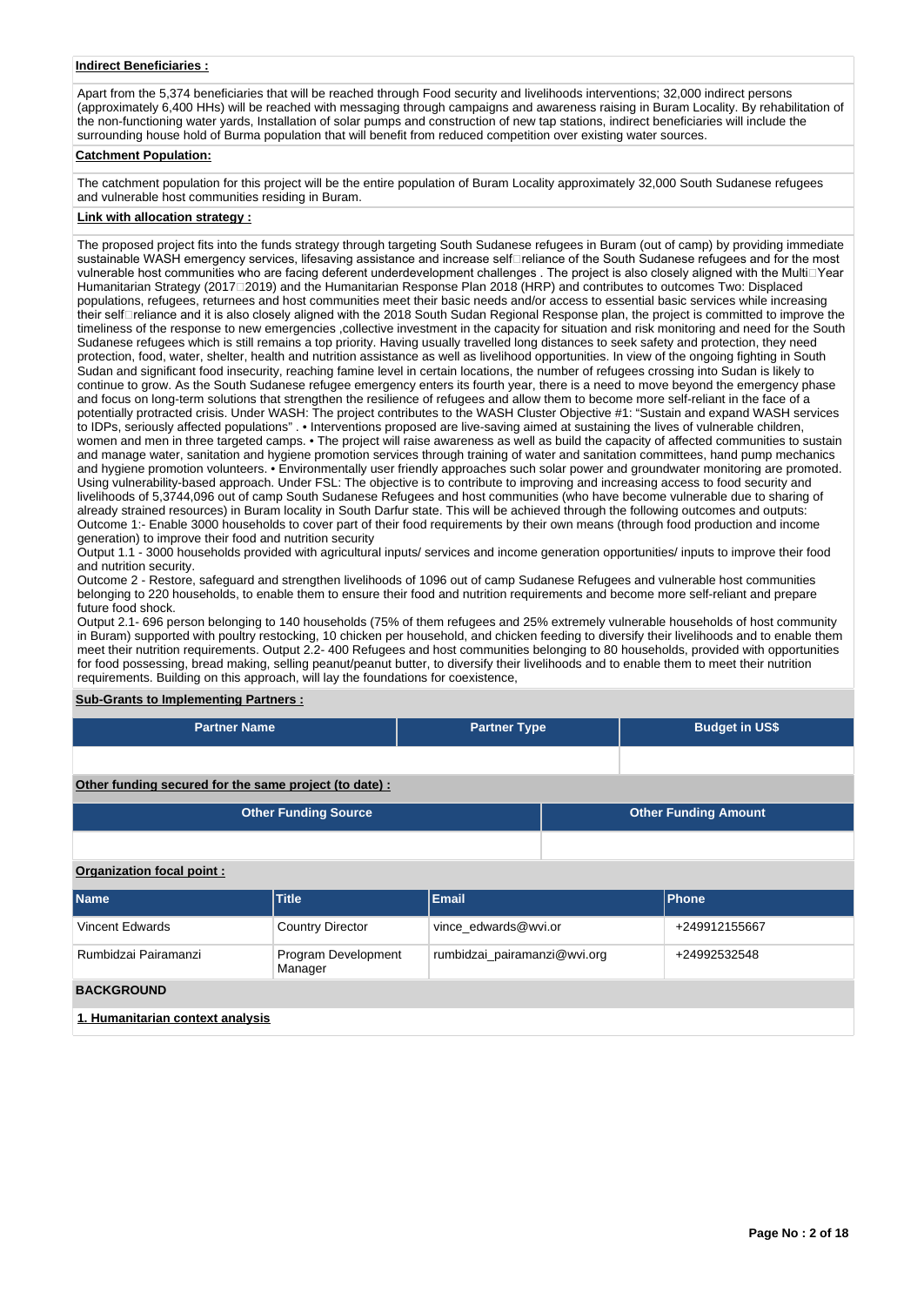**Indirect Beneficiaries :**

Apart from the 5,374 beneficiaries that will be reached through Food security and livelihoods interventions; 32,000 indirect persons (approximately 6,400 HHs) will be reached with messaging through campaigns and awareness raising in Buram Locality. By rehabilitation of the non-functioning water yards, Installation of solar pumps and construction of new tap stations, indirect beneficiaries will include the surrounding house hold of Burma population that will benefit from reduced competition over existing water sources.

**Catchment Population:**

The catchment population for this project will be the entire population of Buram Locality approximately 32,000 South Sudanese refugees and vulnerable host communities residing in Buram.

**Link with allocation strategy :**

The proposed project fits into the funds strategy through targeting South Sudanese refugees in Buram (out of camp) by providing immediate sustainable WASH emergency services, lifesaving assistance and increase self□reliance of the South Sudanese refugees and for the most vulnerable host communities who are facing deferent underdevelopment challenges . The project is also closely aligned with the Multi□Year Humanitarian Strategy (2017□2019) and the Humanitarian Response Plan 2018 (HRP) and contributes to outcomes Two: Displaced populations, refugees, returnees and host communities meet their basic needs and/or access to essential basic services while increasing their self□reliance and it is also closely aligned with the 2018 South Sudan Regional Response plan, the project is committed to improve the timeliness of the response to new emergencies ,collective investment in the capacity for situation and risk monitoring and need for the South Sudanese refugees which is still remains a top priority. Having usually travelled long distances to seek safety and protection, they need protection, food, water, shelter, health and nutrition assistance as well as livelihood opportunities. In view of the ongoing fighting in South Sudan and significant food insecurity, reaching famine level in certain locations, the number of refugees crossing into Sudan is likely to continue to grow. As the South Sudanese refugee emergency enters its fourth year, there is a need to move beyond the emergency phase and focus on long-term solutions that strengthen the resilience of refugees and allow them to become more self-reliant in the face of a potentially protracted crisis. Under WASH: The project contributes to the WASH Cluster Objective #1: "Sustain and expand WASH services to IDPs, seriously affected populations" . • Interventions proposed are live-saving aimed at sustaining the lives of vulnerable children, women and men in three targeted camps. • The project will raise awareness as well as build the capacity of affected communities to sustain and manage water, sanitation and hygiene promotion services through training of water and sanitation committees, hand pump mechanics and hygiene promotion volunteers. • Environmentally user friendly approaches such solar power and groundwater monitoring are promoted. Using vulnerability-based approach. Under FSL: The objective is to contribute to improving and increasing access to food security and livelihoods of 5,3744,096 out of camp South Sudanese Refugees and host communities (who have become vulnerable due to sharing of already strained resources) in Buram locality in South Darfur state. This will be achieved through the following outcomes and outputs:
Outcome 1:- Enable 3000 households to cover part of their food requirements by their own means (through food production and income generation) to improve their food and nutrition security
Output 1.1 - 3000 households provided with agricultural inputs/ services and income generation opportunities/ inputs to improve their food and nutrition security.
Outcome 2 - Restore, safeguard and strengthen livelihoods of 1096 out of camp Sudanese Refugees and vulnerable host communities belonging to 220 households, to enable them to ensure their food and nutrition requirements and become more self-reliant and prepare future food shock.
Output 2.1- 696 person belonging to 140 households (75% of them refugees and 25% extremely vulnerable households of host community in Buram) supported with poultry restocking, 10 chicken per household, and chicken feeding to diversify their livelihoods and to enable them meet their nutrition requirements. Output 2.2- 400 Refugees and host communities belonging to 80 households, provided with opportunities for food possessing, bread making, selling peanut/peanut butter, to diversify their livelihoods and to enable them to meet their nutrition requirements. Building on this approach, will lay the foundations for coexistence,

**Sub-Grants to Implementing Partners :**

| Partner Name | Partner Type | Budget in US$ |
|---|---|---|
| | | |

**Other funding secured for the same project (to date) :**

| Other Funding Source | Other Funding Amount |
|---|---|
| | |

**Organization focal point :**

| Name | Title | Email | Phone |
|---|---|---|---|
| Vincent Edwards | Country Director | vince_edwards@wvi.or | +249912155667 |
| Rumbidzai Pairamanzi | Program Development Manager | rumbidzai_pairamanzi@wvi.org | +24992532548 |

**BACKGROUND**

**1. Humanitarian context analysis**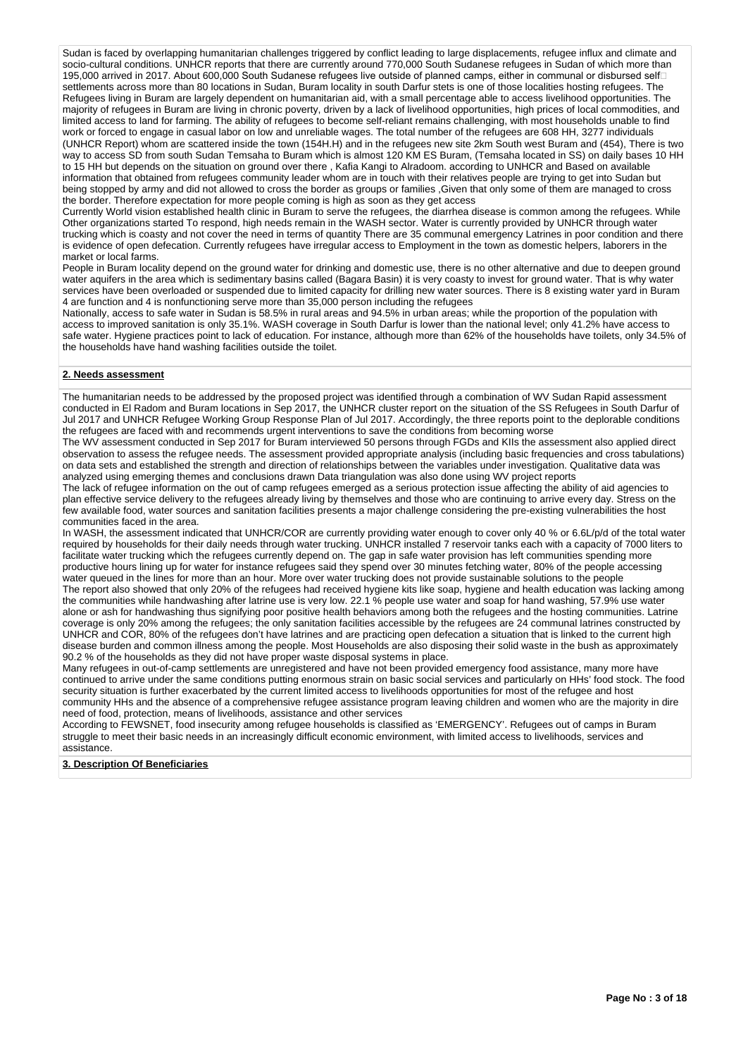Sudan is faced by overlapping humanitarian challenges triggered by conflict leading to large displacements, refugee influx and climate and socio-cultural conditions. UNHCR reports that there are currently around 770,000 South Sudanese refugees in Sudan of which more than 195,000 arrived in 2017. About 600,000 South Sudanese refugees live outside of planned camps, either in communal or disbursed self settlements across more than 80 locations in Sudan, Buram locality in south Darfur stets is one of those localities hosting refugees. The Refugees living in Buram are largely dependent on humanitarian aid, with a small percentage able to access livelihood opportunities. The majority of refugees in Buram are living in chronic poverty, driven by a lack of livelihood opportunities, high prices of local commodities, and limited access to land for farming. The ability of refugees to become self-reliant remains challenging, with most households unable to find work or forced to engage in casual labor on low and unreliable wages. The total number of the refugees are 608 HH, 3277 individuals (UNHCR Report) whom are scattered inside the town (154H.H) and in the refugees new site 2km South west Buram and (454), There is two way to access SD from south Sudan Temsaha to Buram which is almost 120 KM ES Buram, (Temsaha located in SS) on daily bases 10 HH to 15 HH but depends on the situation on ground over there , Kafia Kangi to Alradoom. according to UNHCR and Based on available information that obtained from refugees community leader whom are in touch with their relatives people are trying to get into Sudan but being stopped by army and did not allowed to cross the border as groups or families ,Given that only some of them are managed to cross the border. Therefore expectation for more people coming is high as soon as they get access

Currently World vision established health clinic in Buram to serve the refugees, the diarrhea disease is common among the refugees. While Other organizations started To respond, high needs remain in the WASH sector. Water is currently provided by UNHCR through water trucking which is coasty and not cover the need in terms of quantity There are 35 communal emergency Latrines in poor condition and there is evidence of open defecation. Currently refugees have irregular access to Employment in the town as domestic helpers, laborers in the market or local farms.

People in Buram locality depend on the ground water for drinking and domestic use, there is no other alternative and due to deepen ground water aquifers in the area which is sedimentary basins called (Bagara Basin) it is very coasty to invest for ground water. That is why water services have been overloaded or suspended due to limited capacity for drilling new water sources. There is 8 existing water yard in Buram 4 are function and 4 is nonfunctioning serve more than 35,000 person including the refugees

Nationally, access to safe water in Sudan is 58.5% in rural areas and 94.5% in urban areas; while the proportion of the population with access to improved sanitation is only 35.1%. WASH coverage in South Darfur is lower than the national level; only 41.2% have access to safe water. Hygiene practices point to lack of education. For instance, although more than 62% of the households have toilets, only 34.5% of the households have hand washing facilities outside the toilet.

## 2. Needs assessment

The humanitarian needs to be addressed by the proposed project was identified through a combination of WV Sudan Rapid assessment conducted in El Radom and Buram locations in Sep 2017, the UNHCR cluster report on the situation of the SS Refugees in South Darfur of Jul 2017 and UNHCR Refugee Working Group Response Plan of Jul 2017. Accordingly, the three reports point to the deplorable conditions the refugees are faced with and recommends urgent interventions to save the conditions from becoming worse

The WV assessment conducted in Sep 2017 for Buram interviewed 50 persons through FGDs and KIIs the assessment also applied direct observation to assess the refugee needs. The assessment provided appropriate analysis (including basic frequencies and cross tabulations) on data sets and established the strength and direction of relationships between the variables under investigation. Qualitative data was analyzed using emerging themes and conclusions drawn Data triangulation was also done using WV project reports

The lack of refugee information on the out of camp refugees emerged as a serious protection issue affecting the ability of aid agencies to plan effective service delivery to the refugees already living by themselves and those who are continuing to arrive every day. Stress on the few available food, water sources and sanitation facilities presents a major challenge considering the pre-existing vulnerabilities the host communities faced in the area.

In WASH, the assessment indicated that UNHCR/COR are currently providing water enough to cover only 40 % or 6.6L/p/d of the total water required by households for their daily needs through water trucking. UNHCR installed 7 reservoir tanks each with a capacity of 7000 liters to facilitate water trucking which the refugees currently depend on. The gap in safe water provision has left communities spending more productive hours lining up for water for instance refugees said they spend over 30 minutes fetching water, 80% of the people accessing water queued in the lines for more than an hour. More over water trucking does not provide sustainable solutions to the people

The report also showed that only 20% of the refugees had received hygiene kits like soap, hygiene and health education was lacking among the communities while handwashing after latrine use is very low. 22.1 % people use water and soap for hand washing, 57.9% use water alone or ash for handwashing thus signifying poor positive health behaviors among both the refugees and the hosting communities. Latrine coverage is only 20% among the refugees; the only sanitation facilities accessible by the refugees are 24 communal latrines constructed by UNHCR and COR, 80% of the refugees don't have latrines and are practicing open defecation a situation that is linked to the current high disease burden and common illness among the people. Most Households are also disposing their solid waste in the bush as approximately 90.2 % of the households as they did not have proper waste disposal systems in place.

Many refugees in out-of-camp settlements are unregistered and have not been provided emergency food assistance, many more have continued to arrive under the same conditions putting enormous strain on basic social services and particularly on HHs' food stock. The food security situation is further exacerbated by the current limited access to livelihoods opportunities for most of the refugee and host community HHs and the absence of a comprehensive refugee assistance program leaving children and women who are the majority in dire need of food, protection, means of livelihoods, assistance and other services

According to FEWSNET, food insecurity among refugee households is classified as 'EMERGENCY'. Refugees out of camps in Buram struggle to meet their basic needs in an increasingly difficult economic environment, with limited access to livelihoods, services and assistance.

## 3. Description Of Beneficiaries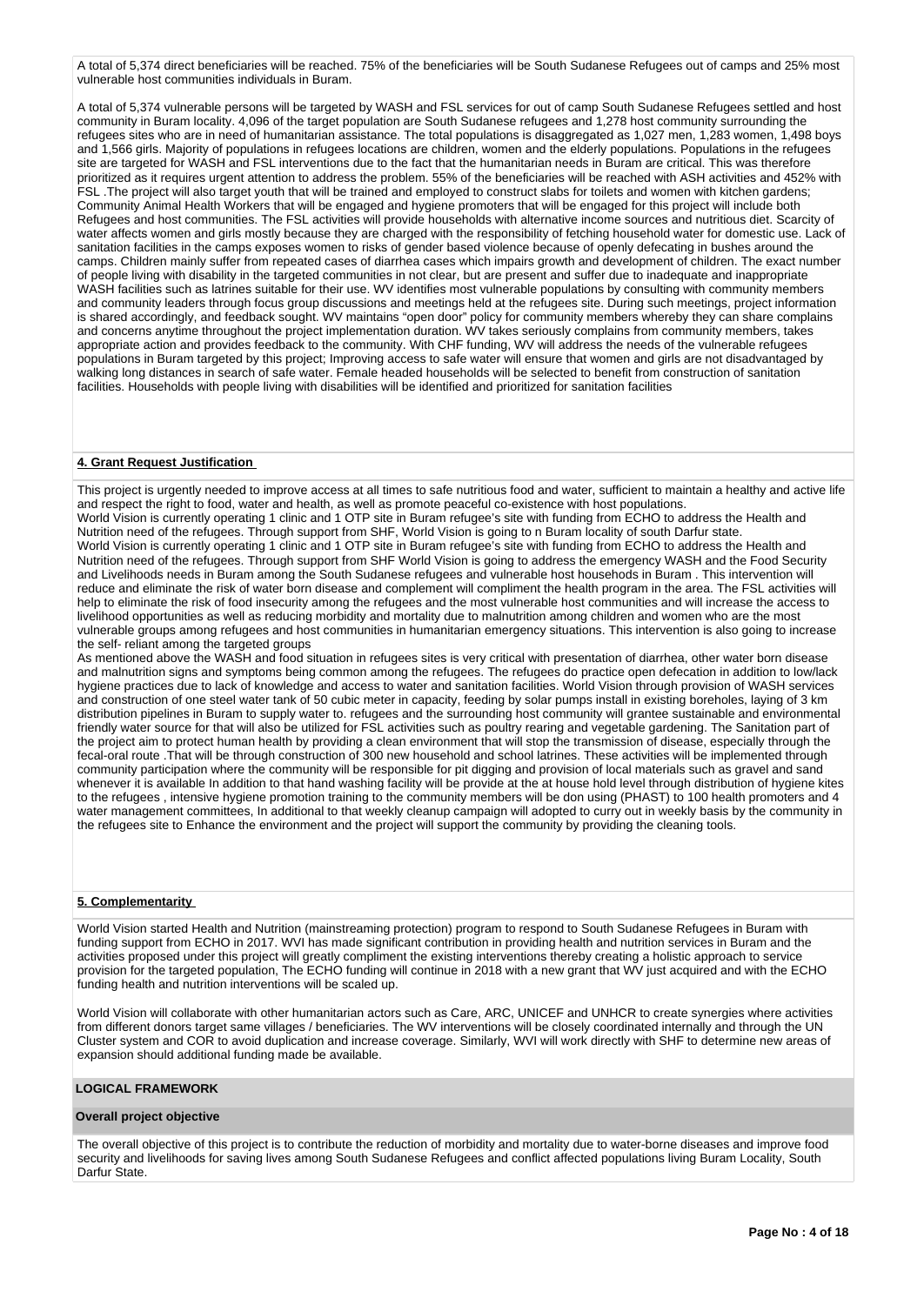A total of 5,374 direct beneficiaries will be reached. 75% of the beneficiaries will be South Sudanese Refugees out of camps and 25% most vulnerable host communities individuals in Buram.

A total of 5,374 vulnerable persons will be targeted by WASH and FSL services for out of camp South Sudanese Refugees settled and host community in Buram locality. 4,096 of the target population are South Sudanese refugees and 1,278 host community surrounding the refugees sites who are in need of humanitarian assistance. The total populations is disaggregated as 1,027 men, 1,283 women, 1,498 boys and 1,566 girls. Majority of populations in refugees locations are children, women and the elderly populations. Populations in the refugees site are targeted for WASH and FSL interventions due to the fact that the humanitarian needs in Buram are critical. This was therefore prioritized as it requires urgent attention to address the problem. 55% of the beneficiaries will be reached with ASH activities and 452% with FSL .The project will also target youth that will be trained and employed to construct slabs for toilets and women with kitchen gardens; Community Animal Health Workers that will be engaged and hygiene promoters that will be engaged for this project will include both Refugees and host communities. The FSL activities will provide households with alternative income sources and nutritious diet. Scarcity of water affects women and girls mostly because they are charged with the responsibility of fetching household water for domestic use. Lack of sanitation facilities in the camps exposes women to risks of gender based violence because of openly defecating in bushes around the camps. Children mainly suffer from repeated cases of diarrhea cases which impairs growth and development of children. The exact number of people living with disability in the targeted communities in not clear, but are present and suffer due to inadequate and inappropriate WASH facilities such as latrines suitable for their use. WV identifies most vulnerable populations by consulting with community members and community leaders through focus group discussions and meetings held at the refugees site. During such meetings, project information is shared accordingly, and feedback sought. WV maintains "open door" policy for community members whereby they can share complains and concerns anytime throughout the project implementation duration. WV takes seriously complains from community members, takes appropriate action and provides feedback to the community. With CHF funding, WV will address the needs of the vulnerable refugees populations in Buram targeted by this project; Improving access to safe water will ensure that women and girls are not disadvantaged by walking long distances in search of safe water. Female headed households will be selected to benefit from construction of sanitation facilities. Households with people living with disabilities will be identified and prioritized for sanitation facilities

## 4. Grant Request Justification

This project is urgently needed to improve access at all times to safe nutritious food and water, sufficient to maintain a healthy and active life and respect the right to food, water and health, as well as promote peaceful co-existence with host populations.
World Vision is currently operating 1 clinic and 1 OTP site in Buram refugee's site with funding from ECHO to address the Health and Nutrition need of the refugees. Through support from SHF, World Vision is going to n Buram locality of south Darfur state.
World Vision is currently operating 1 clinic and 1 OTP site in Buram refugee's site with funding from ECHO to address the Health and Nutrition need of the refugees. Through support from SHF World Vision is going to address the emergency WASH and the Food Security and Livelihoods needs in Buram among the South Sudanese refugees and vulnerable host househods in Buram . This intervention will reduce and eliminate the risk of water born disease and complement will compliment the health program in the area. The FSL activities will help to eliminate the risk of food insecurity among the refugees and the most vulnerable host communities and will increase the access to livelihood opportunities as well as reducing morbidity and mortality due to malnutrition among children and women who are the most vulnerable groups among refugees and host communities in humanitarian emergency situations. This intervention is also going to increase the self- reliant among the targeted groups
As mentioned above the WASH and food situation in refugees sites is very critical with presentation of diarrhea, other water born disease and malnutrition signs and symptoms being common among the refugees. The refugees do practice open defecation in addition to low/lack hygiene practices due to lack of knowledge and access to water and sanitation facilities. World Vision through provision of WASH services and construction of one steel water tank of 50 cubic meter in capacity, feeding by solar pumps install in existing boreholes, laying of 3 km distribution pipelines in Buram to supply water to. refugees and the surrounding host community will grantee sustainable and environmental friendly water source for that will also be utilized for FSL activities such as poultry rearing and vegetable gardening. The Sanitation part of the project aim to protect human health by providing a clean environment that will stop the transmission of disease, especially through the fecal-oral route .That will be through construction of 300 new household and school latrines. These activities will be implemented through community participation where the community will be responsible for pit digging and provision of local materials such as gravel and sand whenever it is available In addition to that hand washing facility will be provide at the at house hold level through distribution of hygiene kites to the refugees , intensive hygiene promotion training to the community members will be don using (PHAST) to 100 health promoters and 4 water management committees, In additional to that weekly cleanup campaign will adopted to curry out in weekly basis by the community in the refugees site to Enhance the environment and the project will support the community by providing the cleaning tools.

## 5. Complementarity

World Vision started Health and Nutrition (mainstreaming protection) program to respond to South Sudanese Refugees in Buram with funding support from ECHO in 2017. WVI has made significant contribution in providing health and nutrition services in Buram and the activities proposed under this project will greatly compliment the existing interventions thereby creating a holistic approach to service provision for the targeted population, The ECHO funding will continue in 2018 with a new grant that WV just acquired and with the ECHO funding health and nutrition interventions will be scaled up.

World Vision will collaborate with other humanitarian actors such as Care, ARC, UNICEF and UNHCR to create synergies where activities from different donors target same villages / beneficiaries. The WV interventions will be closely coordinated internally and through the UN Cluster system and COR to avoid duplication and increase coverage. Similarly, WVI will work directly with SHF to determine new areas of expansion should additional funding made be available.

## LOGICAL FRAMEWORK

### Overall project objective

The overall objective of this project is to contribute the reduction of morbidity and mortality due to water-borne diseases and improve food security and livelihoods for saving lives among South Sudanese Refugees and conflict affected populations living Buram Locality, South Darfur State.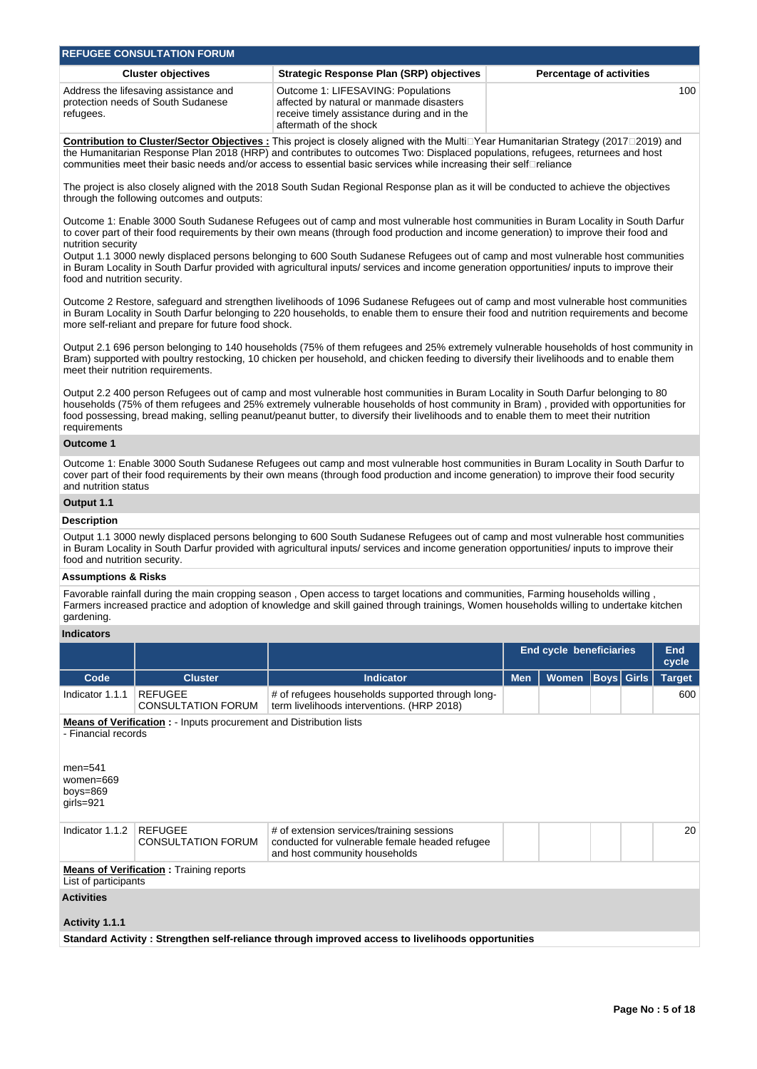**REFUGEE CONSULTATION FORUM**

| Cluster objectives | Strategic Response Plan (SRP) objectives | Percentage of activities |
|---|---|---|
| Address the lifesaving assistance and protection needs of South Sudanese refugees. | Outcome 1: LIFESAVING: Populations affected by natural or manmade disasters receive timely assistance during and in the aftermath of the shock | 100 |

**Contribution to Cluster/Sector Objectives :** This project is closely aligned with the Multi□Year Humanitarian Strategy (2017□2019) and the Humanitarian Response Plan 2018 (HRP) and contributes to outcomes Two: Displaced populations, refugees, returnees and host communities meet their basic needs and/or access to essential basic services while increasing their self□reliance

The project is also closely aligned with the 2018 South Sudan Regional Response plan as it will be conducted to achieve the objectives through the following outcomes and outputs:

Outcome 1: Enable 3000 South Sudanese Refugees out of camp and most vulnerable host communities in Buram Locality in South Darfur to cover part of their food requirements by their own means (through food production and income generation) to improve their food and nutrition security
Output 1.1 3000 newly displaced persons belonging to 600 South Sudanese Refugees out of camp and most vulnerable host communities in Buram Locality in South Darfur provided with agricultural inputs/ services and income generation opportunities/ inputs to improve their food and nutrition security.

Outcome 2 Restore, safeguard and strengthen livelihoods of 1096 Sudanese Refugees out of camp and most vulnerable host communities in Buram Locality in South Darfur belonging to 220 households, to enable them to ensure their food and nutrition requirements and become more self-reliant and prepare for future food shock.

Output 2.1 696 person belonging to 140 households (75% of them refugees and 25% extremely vulnerable households of host community in Bram) supported with poultry restocking, 10 chicken per household, and chicken feeding to diversify their livelihoods and to enable them meet their nutrition requirements.

Output 2.2 400 person Refugees out of camp and most vulnerable host communities in Buram Locality in South Darfur belonging to 80 households (75% of them refugees and 25% extremely vulnerable households of host community in Bram) , provided with opportunities for food possessing, bread making, selling peanut/peanut butter, to diversify their livelihoods and to enable them to meet their nutrition requirements

**Outcome 1**

Outcome 1: Enable 3000 South Sudanese Refugees out camp and most vulnerable host communities in Buram Locality in South Darfur to cover part of their food requirements by their own means (through food production and income generation) to improve their food security and nutrition status

**Output 1.1**

**Description**

Output 1.1 3000 newly displaced persons belonging to 600 South Sudanese Refugees out of camp and most vulnerable host communities in Buram Locality in South Darfur provided with agricultural inputs/ services and income generation opportunities/ inputs to improve their food and nutrition security.

**Assumptions & Risks**

Favorable rainfall during the main cropping season , Open access to target locations and communities, Farming households willing , Farmers increased practice and adoption of knowledge and skill gained through trainings, Women households willing to undertake kitchen gardening.

**Indicators**

| | | | End cycle beneficiaries | | | | End cycle |
|---|---|---|---|---|---|---|---|
| **Code** | **Cluster** | **Indicator** | **Men** | **Women** | **Boys** | **Girls** | **Target** |
| Indicator 1.1.1 | REFUGEE CONSULTATION FORUM | # of refugees households supported through long-term livelihoods interventions. (HRP 2018) | | | | | 600 |

**Means of Verification :** - Inputs procurement and Distribution lists
- Financial records

men=541
women=669
boys=869
girls=921

| Code | Cluster | Indicator | Men | Women | Boys | Girls | Target |
|---|---|---|---|---|---|---|---|
| Indicator 1.1.2 | REFUGEE CONSULTATION FORUM | # of extension services/training sessions conducted for vulnerable female headed refugee and host community households | | | | | 20 |

**Means of Verification :** Training reports
List of participants

**Activities**

**Activity 1.1.1**

**Standard Activity : Strengthen self-reliance through improved access to livelihoods opportunities**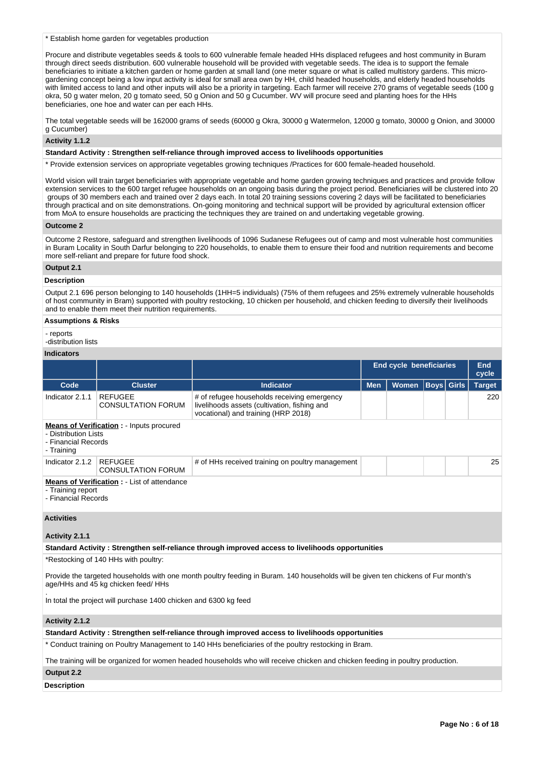* Establish home garden for vegetables production

Procure and distribute vegetables seeds & tools to 600 vulnerable female headed HHs displaced refugees and host community in Buram through direct seeds distribution. 600 vulnerable household will be provided with vegetable seeds. The idea is to support the female beneficiaries to initiate a kitchen garden or home garden at small land (one meter square or what is called multistory gardens. This micro-gardening concept being a low input activity is ideal for small area own by HH, child headed households, and elderly headed households with limited access to land and other inputs will also be a priority in targeting. Each farmer will receive 270 grams of vegetable seeds (100 g okra, 50 g water melon, 20 g tomato seed, 50 g Onion and 50 g Cucumber. WV will procure seed and planting hoes for the HHs beneficiaries, one hoe and water can per each HHs.

The total vegetable seeds will be 162000 grams of seeds (60000 g Okra, 30000 g Watermelon, 12000 g tomato, 30000 g Onion, and 30000 g Cucumber)

**Activity 1.1.2**

**Standard Activity : Strengthen self-reliance through improved access to livelihoods opportunities**

* Provide extension services on appropriate vegetables growing techniques /Practices for 600 female-headed household.

World vision will train target beneficiaries with appropriate vegetable and home garden growing techniques and practices and provide follow extension services to the 600 target refugee households on an ongoing basis during the project period. Beneficiaries will be clustered into 20 groups of 30 members each and trained over 2 days each. In total 20 training sessions covering 2 days will be facilitated to beneficiaries through practical and on site demonstrations. On-going monitoring and technical support will be provided by agricultural extension officer from MoA to ensure households are practicing the techniques they are trained on and undertaking vegetable growing.

**Outcome 2**

Outcome 2 Restore, safeguard and strengthen livelihoods of 1096 Sudanese Refugees out of camp and most vulnerable host communities in Buram Locality in South Darfur belonging to 220 households, to enable them to ensure their food and nutrition requirements and become more self-reliant and prepare for future food shock.

**Output 2.1**

**Description**

Output 2.1 696 person belonging to 140 households (1HH=5 individuals) (75% of them refugees and 25% extremely vulnerable households of host community in Bram) supported with poultry restocking, 10 chicken per household, and chicken feeding to diversify their livelihoods and to enable them meet their nutrition requirements.

**Assumptions & Risks**

- reports
-distribution lists

**Indicators**

| | | | End cycle beneficiaries | | | | End cycle |
|---|---|---|---|---|---|---|---|
| Code | Cluster | Indicator | Men | Women | Boys | Girls | Target |
| Indicator 2.1.1 | REFUGEE CONSULTATION FORUM | # of refugee households receiving emergency livelihoods assets (cultivation, fishing and vocational) and training (HRP 2018) | | | | | 220 |
| Indicator 2.1.2 | REFUGEE CONSULTATION FORUM | # of HHs received training on poultry management | | | | | 25 |

Indicator 2.1.1 — **Means of Verification :** - Inputs procured
- Distribution Lists
- Financial Records
- Training

Indicator 2.1.2 — **Means of Verification :** - List of attendance
- Training report
- Financial Records

**Activities**

**Activity 2.1.1**

**Standard Activity : Strengthen self-reliance through improved access to livelihoods opportunities**

*Restocking of 140 HHs with poultry:

Provide the targeted households with one month poultry feeding in Buram. 140 households will be given ten chickens of Fur month's age/HHs and 45 kg chicken feed/ HHs

.
In total the project will purchase 1400 chicken and 6300 kg feed

**Activity 2.1.2**

**Standard Activity : Strengthen self-reliance through improved access to livelihoods opportunities**

* Conduct training on Poultry Management to 140 HHs beneficiaries of the poultry restocking in Bram.

The training will be organized for women headed households who will receive chicken and chicken feeding in poultry production.

**Output 2.2**

**Description**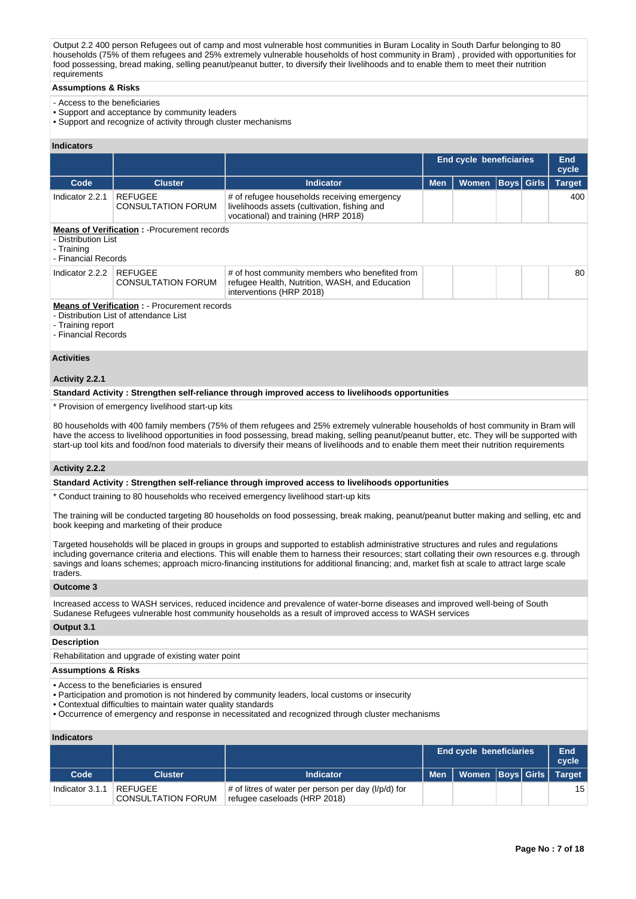Output 2.2 400 person Refugees out of camp and most vulnerable host communities in Buram Locality in South Darfur belonging to 80 households (75% of them refugees and 25% extremely vulnerable households of host community in Bram) , provided with opportunities for food possessing, bread making, selling peanut/peanut butter, to diversify their livelihoods and to enable them to meet their nutrition requirements

**Assumptions & Risks**

- Access to the beneficiaries
• Support and acceptance by community leaders
• Support and recognize of activity through cluster mechanisms

**Indicators**

| | | | End cycle beneficiaries | | | | End cycle |
|---|---|---|---|---|---|---|---|
| **Code** | **Cluster** | **Indicator** | **Men** | **Women** | **Boys** | **Girls** | **Target** |
| Indicator 2.2.1 | REFUGEE CONSULTATION FORUM | # of refugee households receiving emergency livelihoods assets (cultivation, fishing and vocational) and training (HRP 2018) | | | | | 400 |

**Means of Verification :** -Procurement records
- Distribution List
- Training
- Financial Records

| | | | End cycle beneficiaries | | | | End cycle |
|---|---|---|---|---|---|---|---|
| **Code** | **Cluster** | **Indicator** | **Men** | **Women** | **Boys** | **Girls** | **Target** |
| Indicator 2.2.2 | REFUGEE CONSULTATION FORUM | # of host community members who benefited from refugee Health, Nutrition, WASH, and Education interventions (HRP 2018) | | | | | 80 |

**Means of Verification :** - Procurement records
- Distribution List of attendance List
- Training report
- Financial Records

**Activities**

**Activity 2.2.1**

**Standard Activity : Strengthen self-reliance through improved access to livelihoods opportunities**

* Provision of emergency livelihood start-up kits

80 households with 400 family members (75% of them refugees and 25% extremely vulnerable households of host community in Bram will have the access to livelihood opportunities in food possessing, bread making, selling peanut/peanut butter, etc. They will be supported with start-up tool kits and food/non food materials to diversify their means of livelihoods and to enable them meet their nutrition requirements

**Activity 2.2.2**

**Standard Activity : Strengthen self-reliance through improved access to livelihoods opportunities**

* Conduct training to 80 households who received emergency livelihood start-up kits

The training will be conducted targeting 80 households on food possessing, break making, peanut/peanut butter making and selling, etc and book keeping and marketing of their produce

Targeted households will be placed in groups in groups and supported to establish administrative structures and rules and regulations including governance criteria and elections. This will enable them to harness their resources; start collating their own resources e.g. through savings and loans schemes; approach micro-financing institutions for additional financing; and, market fish at scale to attract large scale traders.

**Outcome 3**

Increased access to WASH services, reduced incidence and prevalence of water-borne diseases and improved well-being of South Sudanese Refugees vulnerable host community households as a result of improved access to WASH services

**Output 3.1**

**Description**

Rehabilitation and upgrade of existing water point

**Assumptions & Risks**

• Access to the beneficiaries is ensured
• Participation and promotion is not hindered by community leaders, local customs or insecurity
• Contextual difficulties to maintain water quality standards
• Occurrence of emergency and response in necessitated and recognized through cluster mechanisms

**Indicators**

| | | | End cycle beneficiaries | | | | End cycle |
|---|---|---|---|---|---|---|---|
| **Code** | **Cluster** | **Indicator** | **Men** | **Women** | **Boys** | **Girls** | **Target** |
| Indicator 3.1.1 | REFUGEE CONSULTATION FORUM | # of litres of water per person per day (l/p/d) for refugee caseloads (HRP 2018) | | | | | 15 |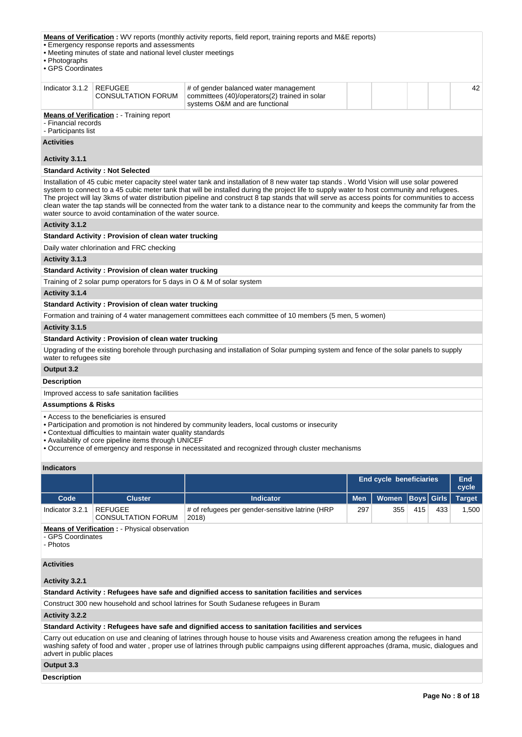**Means of Verification :** WV reports (monthly activity reports, field report, training reports and M&E reports)
• Emergency response reports and assessments
• Meeting minutes of state and national level cluster meetings
• Photographs
• GPS Coordinates

| Indicator 3.1.2 | REFUGEE CONSULTATION FORUM | # of gender balanced water management committees (40)/operators(2) trained in solar systems O&M and are functional | | | | | 42 |
|---|---|---|---|---|---|---|---|

**Means of Verification :** - Training report
- Financial records
- Participants list

**Activities**

**Activity 3.1.1**

**Standard Activity : Not Selected**

Installation of 45 cubic meter capacity steel water tank and installation of 8 new water tap stands . World Vision will use solar powered system to connect to a 45 cubic meter tank that will be installed during the project life to supply water to host community and refugees. The project will lay 3kms of water distribution pipeline and construct 8 tap stands that will serve as access points for communities to access clean water the tap stands will be connected from the water tank to a distance near to the community and keeps the community far from the water source to avoid contamination of the water source.

**Activity 3.1.2**

**Standard Activity : Provision of clean water trucking**

Daily water chlorination and FRC checking

**Activity 3.1.3**

**Standard Activity : Provision of clean water trucking**

Training of 2 solar pump operators for 5 days in O & M of solar system

**Activity 3.1.4**

**Standard Activity : Provision of clean water trucking**

Formation and training of 4 water management committees each committee of 10 members (5 men, 5 women)

**Activity 3.1.5**

**Standard Activity : Provision of clean water trucking**

Upgrading of the existing borehole through purchasing and installation of Solar pumping system and fence of the solar panels to supply water to refugees site

**Output 3.2**

**Description**

Improved access to safe sanitation facilities

**Assumptions & Risks**

• Access to the beneficiaries is ensured
• Participation and promotion is not hindered by community leaders, local customs or insecurity
• Contextual difficulties to maintain water quality standards
• Availability of core pipeline items through UNICEF
• Occurrence of emergency and response in necessitated and recognized through cluster mechanisms

**Indicators**

| | | | End cycle beneficiaries | | | | End cycle |
|---|---|---|---|---|---|---|---|
| **Code** | **Cluster** | **Indicator** | **Men** | **Women** | **Boys** | **Girls** | **Target** |
| Indicator 3.2.1 | REFUGEE CONSULTATION FORUM | # of refugees per gender-sensitive latrine (HRP 2018) | 297 | 355 | 415 | 433 | 1,500 |

**Means of Verification :** - Physical observation
- GPS Coordinates
- Photos

**Activities**

**Activity 3.2.1**

**Standard Activity : Refugees have safe and dignified access to sanitation facilities and services**

Construct 300 new household and school latrines for South Sudanese refugees in Buram

**Activity 3.2.2**

**Standard Activity : Refugees have safe and dignified access to sanitation facilities and services**

Carry out education on use and cleaning of latrines through house to house visits and Awareness creation among the refugees in hand washing safety of food and water , proper use of latrines through public campaigns using different approaches (drama, music, dialogues and advert in public places

**Output 3.3**

**Description**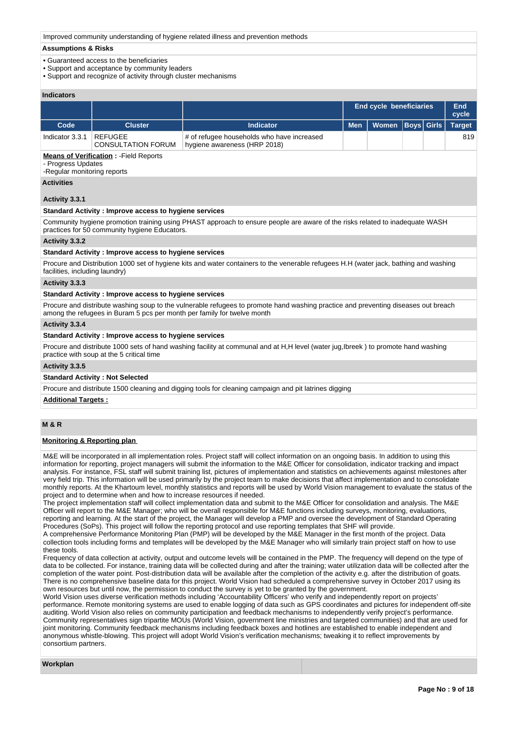Improved community understanding of hygiene related illness and prevention methods

**Assumptions & Risks**

- Guaranteed access to the beneficiaries
- Support and acceptance by community leaders
- Support and recognize of activity through cluster mechanisms

**Indicators**

| | | | End cycle beneficiaries | | | | End cycle |
|---|---|---|---|---|---|---|---|
| **Code** | **Cluster** | **Indicator** | **Men** | **Women** | **Boys** | **Girls** | **Target** |
| Indicator 3.3.1 | REFUGEE CONSULTATION FORUM | # of refugee households who have increased hygiene awareness (HRP 2018) | | | | | 819 |

**Means of Verification :** -Field Reports
- Progress Updates
-Regular monitoring reports

**Activities**

**Activity 3.3.1**

**Standard Activity : Improve access to hygiene services**

Community hygiene promotion training using PHAST approach to ensure people are aware of the risks related to inadequate WASH practices for 50 community hygiene Educators.

**Activity 3.3.2**

**Standard Activity : Improve access to hygiene services**

Procure and Distribution 1000 set of hygiene kits and water containers to the venerable refugees H.H (water jack, bathing and washing facilities, including laundry)

**Activity 3.3.3**

**Standard Activity : Improve access to hygiene services**

Procure and distribute washing soup to the vulnerable refugees to promote hand washing practice and preventing diseases out breach among the refugees in Buram 5 pcs per month per family for twelve month

**Activity 3.3.4**

**Standard Activity : Improve access to hygiene services**

Procure and distribute 1000 sets of hand washing facility at communal and at H,H level (water jug,Ibreek ) to promote hand washing practice with soup at the 5 critical time

**Activity 3.3.5**

**Standard Activity : Not Selected**

Procure and distribute 1500 cleaning and digging tools for cleaning campaign and pit latrines digging

**Additional Targets :**

## M & R

**Monitoring & Reporting plan**

M&E will be incorporated in all implementation roles. Project staff will collect information on an ongoing basis. In addition to using this information for reporting, project managers will submit the information to the M&E Officer for consolidation, indicator tracking and impact analysis. For instance, FSL staff will submit training list, pictures of implementation and statistics on achievements against milestones after very field trip. This information will be used primarily by the project team to make decisions that affect implementation and to consolidate monthly reports. At the Khartoum level, monthly statistics and reports will be used by World Vision management to evaluate the status of the project and to determine when and how to increase resources if needed.
The project implementation staff will collect implementation data and submit to the M&E Officer for consolidation and analysis. The M&E Officer will report to the M&E Manager; who will be overall responsible for M&E functions including surveys, monitoring, evaluations, reporting and learning. At the start of the project, the Manager will develop a PMP and oversee the development of Standard Operating Procedures (SoPs). This project will follow the reporting protocol and use reporting templates that SHF will provide.
A comprehensive Performance Monitoring Plan (PMP) will be developed by the M&E Manager in the first month of the project. Data collection tools including forms and templates will be developed by the M&E Manager who will similarly train project staff on how to use these tools.
Frequency of data collection at activity, output and outcome levels will be contained in the PMP. The frequency will depend on the type of data to be collected. For instance, training data will be collected during and after the training; water utilization data will be collected after the completion of the water point. Post-distribution data will be available after the completion of the activity e.g. after the distribution of goats. There is no comprehensive baseline data for this project. World Vision had scheduled a comprehensive survey in October 2017 using its own resources but until now, the permission to conduct the survey is yet to be granted by the government.
World Vision uses diverse verification methods including 'Accountability Officers' who verify and independently report on projects' performance. Remote monitoring systems are used to enable logging of data such as GPS coordinates and pictures for independent off-site auditing. World Vision also relies on community participation and feedback mechanisms to independently verify project's performance. Community representatives sign tripartite MOUs (World Vision, government line ministries and targeted communities) and that are used for joint monitoring. Community feedback mechanisms including feedback boxes and hotlines are established to enable independent and anonymous whistle-blowing. This project will adopt World Vision's verification mechanisms; tweaking it to reflect improvements by consortium partners.

**Workplan**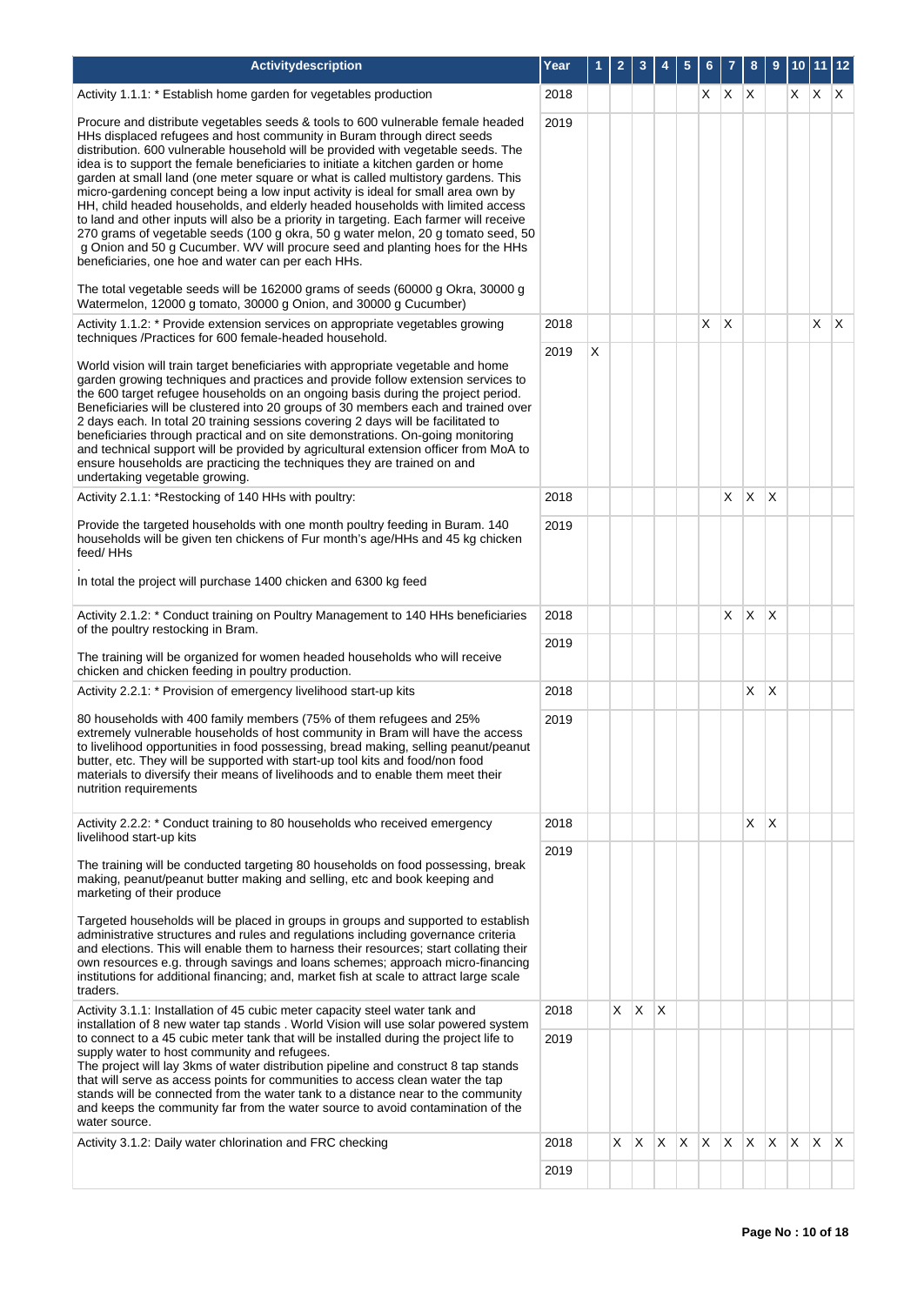| Activitydescription | Year | 1 | 2 | 3 | 4 | 5 | 6 | 7 | 8 | 9 | 10 | 11 | 12 |
|---|---|---|---|---|---|---|---|---|---|---|---|---|---|
| Activity 1.1.1: * Establish home garden for vegetables production<br><br>Procure and distribute vegetables seeds & tools to 600 vulnerable female headed HHs displaced refugees and host community in Buram through direct seeds distribution. 600 vulnerable household will be provided with vegetable seeds. The idea is to support the female beneficiaries to initiate a kitchen garden or home garden at small land (one meter square or what is called multistory gardens. This micro-gardening concept being a low input activity is ideal for small area own by HH, child headed households, and elderly headed households with limited access to land and other inputs will also be a priority in targeting. Each farmer will receive 270 grams of vegetable seeds (100 g okra, 50 g water melon, 20 g tomato seed, 50 g Onion and 50 g Cucumber. WV will procure seed and planting hoes for the HHs beneficiaries, one hoe and water can per each HHs.<br><br>The total vegetable seeds will be 162000 grams of seeds (60000 g Okra, 30000 g Watermelon, 12000 g tomato, 30000 g Onion, and 30000 g Cucumber) | 2018 | | | | | | X | X | X | | X | X | X |
| | 2019 | | | | | | | | | | | | |
| Activity 1.1.2: * Provide extension services on appropriate vegetables growing techniques /Practices for 600 female-headed household.<br><br>World vision will train target beneficiaries with appropriate vegetable and home garden growing techniques and practices and provide follow extension services to the 600 target refugee households on an ongoing basis during the project period. Beneficiaries will be clustered into 20 groups of 30 members each and trained over 2 days each. In total 20 training sessions covering 2 days will be facilitated to beneficiaries through practical and on site demonstrations. On-going monitoring and technical support will be provided by agricultural extension officer from MoA to ensure households are practicing the techniques they are trained on and undertaking vegetable growing. | 2018 | | | | | | X | X | | | | X | X |
| | 2019 | X | | | | | | | | | | | |
| Activity 2.1.1: *Restocking of 140 HHs with poultry:<br><br>Provide the targeted households with one month poultry feeding in Buram. 140 households will be given ten chickens of Fur month's age/HHs and 45 kg chicken feed/ HHs<br>.<br>In total the project will purchase 1400 chicken and 6300 kg feed | 2018 | | | | | | | X | X | X | | | |
| | 2019 | | | | | | | | | | | | |
| Activity 2.1.2: * Conduct training on Poultry Management to 140 HHs beneficiaries of the poultry restocking in Bram.<br><br>The training will be organized for women headed households who will receive chicken and chicken feeding in poultry production. | 2018 | | | | | | | X | X | X | | | |
| | 2019 | | | | | | | | | | | | |
| Activity 2.2.1: * Provision of emergency livelihood start-up kits<br><br>80 households with 400 family members (75% of them refugees and 25% extremely vulnerable households of host community in Bram will have the access to livelihood opportunities in food possessing, bread making, selling peanut/peanut butter, etc. They will be supported with start-up tool kits and food/non food materials to diversify their means of livelihoods and to enable them meet their nutrition requirements | 2018 | | | | | | | | X | X | | | |
| | 2019 | | | | | | | | | | | | |
| Activity 2.2.2: * Conduct training to 80 households who received emergency livelihood start-up kits<br><br>The training will be conducted targeting 80 households on food possessing, break making, peanut/peanut butter making and selling, etc and book keeping and marketing of their produce<br><br>Targeted households will be placed in groups in groups and supported to establish administrative structures and rules and regulations including governance criteria and elections. This will enable them to harness their resources; start collating their own resources e.g. through savings and loans schemes; approach micro-financing institutions for additional financing; and, market fish at scale to attract large scale traders. | 2018 | | | | | | | | X | X | | | |
| | 2019 | | | | | | | | | | | | |
| Activity 3.1.1: Installation of 45 cubic meter capacity steel water tank and installation of 8 new water tap stands . World Vision will use solar powered system to connect to a 45 cubic meter tank that will be installed during the project life to supply water to host community and refugees.<br>The project will lay 3kms of water distribution pipeline and construct 8 tap stands that will serve as access points for communities to access clean water the tap stands will be connected from the water tank to a distance near to the community and keeps the community far from the water source to avoid contamination of the water source. | 2018 | | X | X | X | | | | | | | | |
| | 2019 | | | | | | | | | | | | |
| Activity 3.1.2: Daily water chlorination and FRC checking | 2018 | | X | X | X | X | X | X | X | X | X | X | X |
| | 2019 | | | | | | | | | | | | |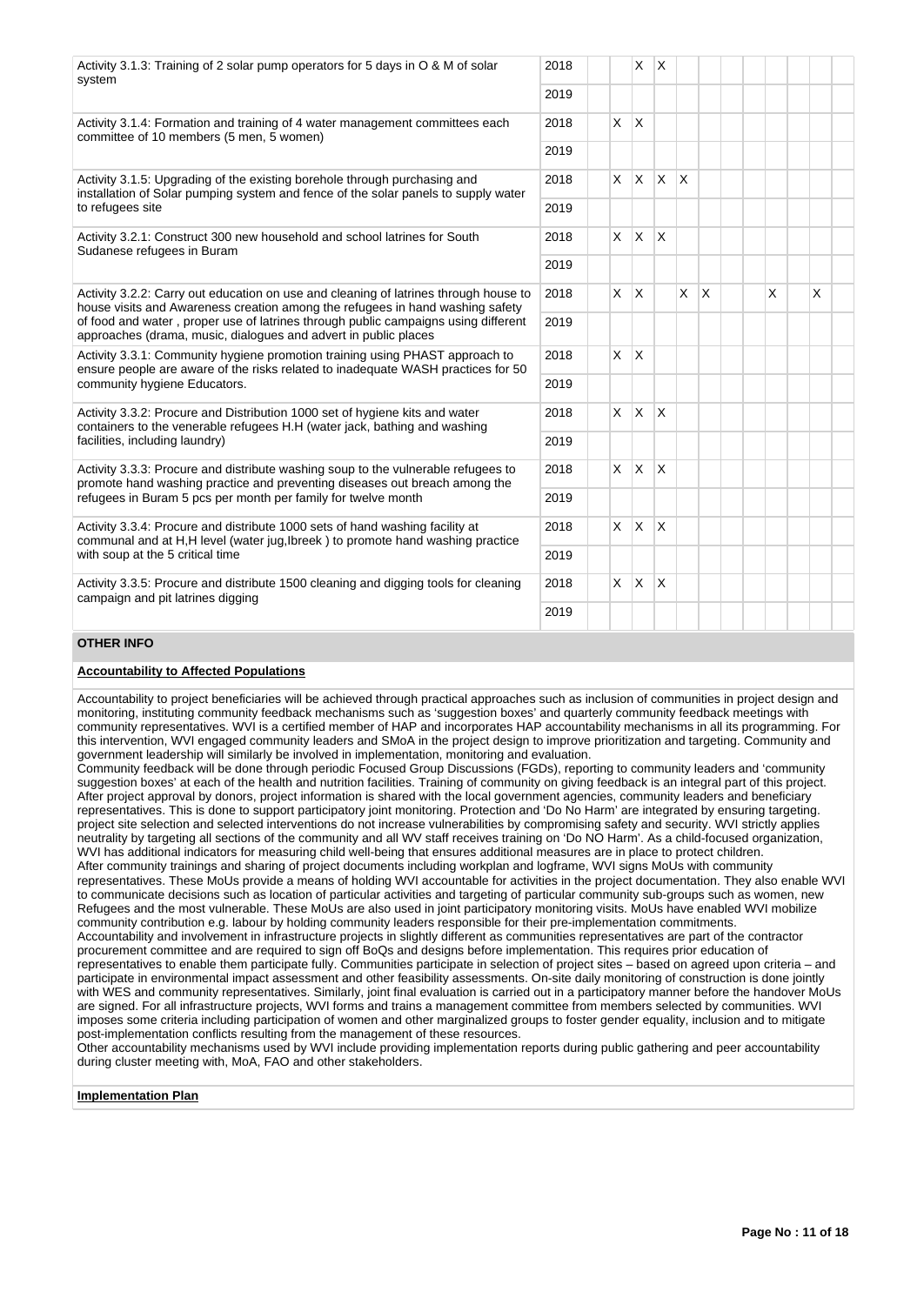| | | | | | | | | | | | | | |
|---|---|---|---|---|---|---|---|---|---|---|---|---|---|
| Activity 3.1.3: Training of 2 solar pump operators for 5 days in O & M of solar system | 2018 | | | X | X | | | | | | | | |
| | 2019 | | | | | | | | | | | | |
| Activity 3.1.4: Formation and training of 4 water management committees each committee of 10 members (5 men, 5 women) | 2018 | | X | X | | | | | | | | | |
| | 2019 | | | | | | | | | | | | |
| Activity 3.1.5: Upgrading of the existing borehole through purchasing and installation of Solar pumping system and fence of the solar panels to supply water to refugees site | 2018 | | X | X | X | X | | | | | | | |
| | 2019 | | | | | | | | | | | | |
| Activity 3.2.1: Construct 300 new household and school latrines for South Sudanese refugees in Buram | 2018 | | X | X | X | | | | | | | | |
| | 2019 | | | | | | | | | | | | |
| Activity 3.2.2: Carry out education on use and cleaning of latrines through house to house visits and Awareness creation among the refugees in hand washing safety of food and water , proper use of latrines through public campaigns using different approaches (drama, music, dialogues and advert in public places | 2018 | | X | X | | X | X | | | X | | X | |
| | 2019 | | | | | | | | | | | | |
| Activity 3.3.1: Community hygiene promotion training using PHAST approach to ensure people are aware of the risks related to inadequate WASH practices for 50 community hygiene Educators. | 2018 | | X | X | | | | | | | | | |
| | 2019 | | | | | | | | | | | | |
| Activity 3.3.2: Procure and Distribution 1000 set of hygiene kits and water containers to the venerable refugees H.H (water jack, bathing and washing facilities, including laundry) | 2018 | | X | X | X | | | | | | | | |
| | 2019 | | | | | | | | | | | | |
| Activity 3.3.3: Procure and distribute washing soup to the vulnerable refugees to promote hand washing practice and preventing diseases out breach among the refugees in Buram 5 pcs per month per family for twelve month | 2018 | | X | X | X | | | | | | | | |
| | 2019 | | | | | | | | | | | | |
| Activity 3.3.4: Procure and distribute 1000 sets of hand washing facility at communal and at H,H level (water jug,Ibreek ) to promote hand washing practice with soup at the 5 critical time | 2018 | | X | X | X | | | | | | | | |
| | 2019 | | | | | | | | | | | | |
| Activity 3.3.5: Procure and distribute 1500 cleaning and digging tools for cleaning campaign and pit latrines digging | 2018 | | X | X | X | | | | | | | | |
| | 2019 | | | | | | | | | | | | |

## OTHER INFO

**Accountability to Affected Populations**

Accountability to project beneficiaries will be achieved through practical approaches such as inclusion of communities in project design and monitoring, instituting community feedback mechanisms such as 'suggestion boxes' and quarterly community feedback meetings with community representatives. WVI is a certified member of HAP and incorporates HAP accountability mechanisms in all its programming. For this intervention, WVI engaged community leaders and SMoA in the project design to improve prioritization and targeting. Community and government leadership will similarly be involved in implementation, monitoring and evaluation.
Community feedback will be done through periodic Focused Group Discussions (FGDs), reporting to community leaders and 'community suggestion boxes' at each of the health and nutrition facilities. Training of community on giving feedback is an integral part of this project. After project approval by donors, project information is shared with the local government agencies, community leaders and beneficiary representatives. This is done to support participatory joint monitoring. Protection and 'Do No Harm' are integrated by ensuring targeting. project site selection and selected interventions do not increase vulnerabilities by compromising safety and security. WVI strictly applies neutrality by targeting all sections of the community and all WV staff receives training on 'Do NO Harm'. As a child-focused organization, WVI has additional indicators for measuring child well-being that ensures additional measures are in place to protect children.
After community trainings and sharing of project documents including workplan and logframe, WVI signs MoUs with community representatives. These MoUs provide a means of holding WVI accountable for activities in the project documentation. They also enable WVI to communicate decisions such as location of particular activities and targeting of particular community sub-groups such as women, new Refugees and the most vulnerable. These MoUs are also used in joint participatory monitoring visits. MoUs have enabled WVI mobilize community contribution e.g. labour by holding community leaders responsible for their pre-implementation commitments.
Accountability and involvement in infrastructure projects in slightly different as communities representatives are part of the contractor procurement committee and are required to sign off BoQs and designs before implementation. This requires prior education of representatives to enable them participate fully. Communities participate in selection of project sites – based on agreed upon criteria – and participate in environmental impact assessment and other feasibility assessments. On-site daily monitoring of construction is done jointly with WES and community representatives. Similarly, joint final evaluation is carried out in a participatory manner before the handover MoUs are signed. For all infrastructure projects, WVI forms and trains a management committee from members selected by communities. WVI imposes some criteria including participation of women and other marginalized groups to foster gender equality, inclusion and to mitigate post-implementation conflicts resulting from the management of these resources.
Other accountability mechanisms used by WVI include providing implementation reports during public gathering and peer accountability during cluster meeting with, MoA, FAO and other stakeholders.

**Implementation Plan**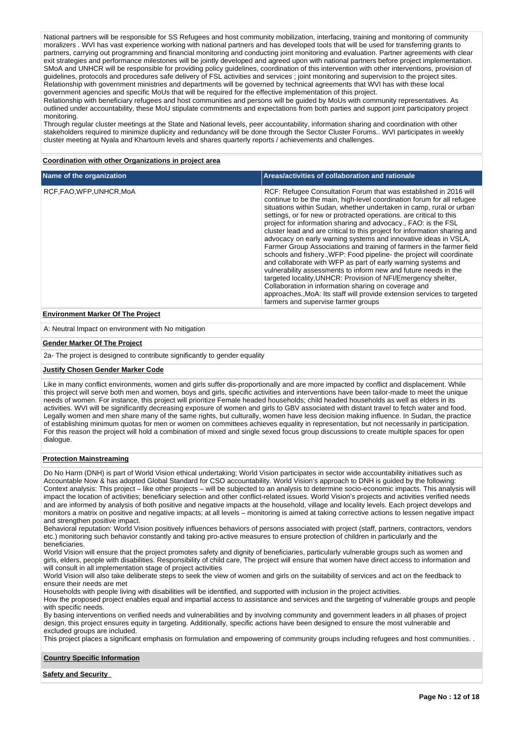National partners will be responsible for SS Refugees and host community mobilization, interfacing, training and monitoring of community moralizers . WVI has vast experience working with national partners and has developed tools that will be used for transferring grants to partners, carrying out programming and financial monitoring and conducting joint monitoring and evaluation. Partner agreements with clear exit strategies and performance milestones will be jointly developed and agreed upon with national partners before project implementation. SMoA and UNHCR will be responsible for providing policy guidelines, coordination of this intervention with other interventions, provision of guidelines, protocols and procedures safe delivery of FSL activities and services ; joint monitoring and supervision to the project sites. Relationship with government ministries and departments will be governed by technical agreements that WVI has with these local government agencies and specific MoUs that will be required for the effective implementation of this project.
Relationship with beneficiary refugees and host communities and persons will be guided by MoUs with community representatives. As outlined under accountability, these MoU stipulate commitments and expectations from both parties and support joint participatory project monitoring.
Through regular cluster meetings at the State and National levels, peer accountability, information sharing and coordination with other stakeholders required to minimize duplicity and redundancy will be done through the Sector Cluster Forums.. WVI participates in weekly cluster meeting at Nyala and Khartoum levels and shares quarterly reports / achievements and challenges.

**Coordination with other Organizations in project area**

| Name of the organization | Areas/activities of collaboration and rationale |
|---|---|
| RCF,FAO,WFP,UNHCR,MoA | RCF: Refugee Consultation Forum that was established in 2016 will continue to be the main, high-level coordination forum for all refugee situations within Sudan, whether undertaken in camp, rural or urban settings, or for new or protracted operations. are critical to this project for information sharing and advocacy., FAO: is the FSL cluster lead and are critical to this project for information sharing and advocacy on early warning systems and innovative ideas in VSLA, Farmer Group Associations and training of farmers in the farmer field schools and fishery.,WFP: Food pipeline- the project will coordinate and collaborate with WFP as part of early warning systems and vulnerability assessments to inform new and future needs in the targeted locality,UNHCR: Provision of NFI/Emergency shelter, Collaboration in information sharing on coverage and approaches.,MoA: Its staff will provide extension services to targeted farmers and supervise farmer groups |

**Environment Marker Of The Project**

A: Neutral Impact on environment with No mitigation

**Gender Marker Of The Project**

2a- The project is designed to contribute significantly to gender equality

**Justify Chosen Gender Marker Code**

Like in many conflict environments, women and girls suffer dis-proportionally and are more impacted by conflict and displacement. While this project will serve both men and women, boys and girls, specific activities and interventions have been tailor-made to meet the unique needs of women. For instance, this project will prioritize Female headed households; child headed households as well as elders in its activities. WVI will be significantly decreasing exposure of women and girls to GBV associated with distant travel to fetch water and food. Legally women and men share many of the same rights, but culturally, women have less decision making influence. In Sudan, the practice of establishing minimum quotas for men or women on committees achieves equality in representation, but not necessarily in participation. For this reason the project will hold a combination of mixed and single sexed focus group discussions to create multiple spaces for open dialogue.

**Protection Mainstreaming**

Do No Harm (DNH) is part of World Vision ethical undertaking; World Vision participates in sector wide accountability initiatives such as Accountable Now & has adopted Global Standard for CSO accountability. World Vision's approach to DNH is guided by the following:
Context analysis: This project – like other projects – will be subjected to an analysis to determine socio-economic impacts. This analysis will impact the location of activities; beneficiary selection and other conflict-related issues. World Vision's projects and activities verified needs and are informed by analysis of both positive and negative impacts at the household, village and locality levels. Each project develops and monitors a matrix on positive and negative impacts; at all levels – monitoring is aimed at taking corrective actions to lessen negative impact and strengthen positive impact.
Behavioral reputation: World Vision positively influences behaviors of persons associated with project (staff, partners, contractors, vendors etc.) monitoring such behavior constantly and taking pro-active measures to ensure protection of children in particularly and the beneficiaries.
World Vision will ensure that the project promotes safety and dignity of beneficiaries, particularly vulnerable groups such as women and girls, elders, people with disabilities. Responsibility of child care, The project will ensure that women have direct access to information and will consult in all implementation stage of project activities
World Vision will also take deliberate steps to seek the view of women and girls on the suitability of services and act on the feedback to ensure their needs are met
Households with people living with disabilities will be identified, and supported with inclusion in the project activities.
How the proposed project enables equal and impartial access to assistance and services and the targeting of vulnerable groups and people with specific needs.
By basing interventions on verified needs and vulnerabilities and by involving community and government leaders in all phases of project design, this project ensures equity in targeting. Additionally, specific actions have been designed to ensure the most vulnerable and excluded groups are included.
This project places a significant emphasis on formulation and empowering of community groups including refugees and host communities. .

**Country Specific Information**

**Safety and Security**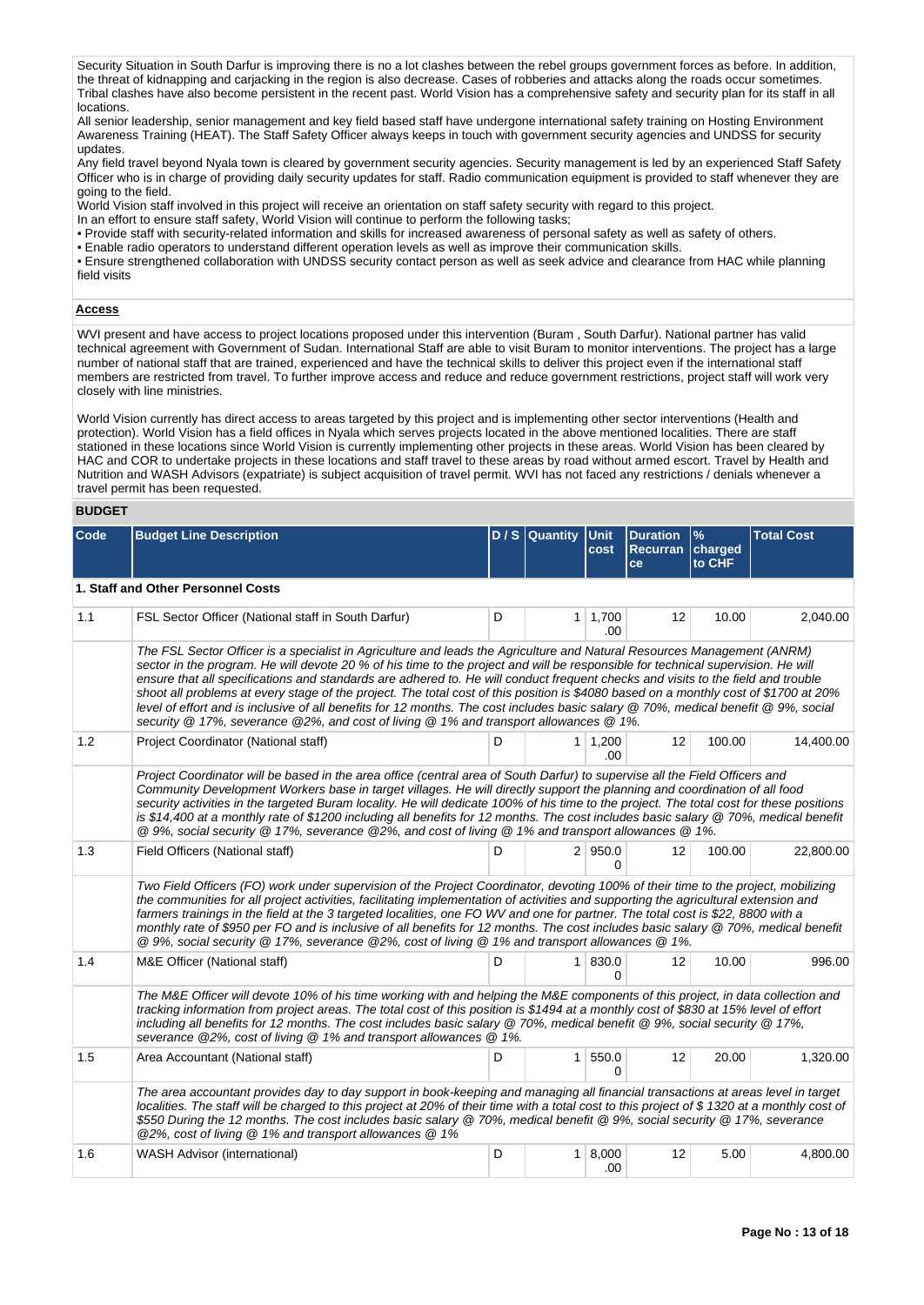Security Situation in South Darfur is improving there is no a lot clashes between the rebel groups government forces as before. In addition, the threat of kidnapping and carjacking in the region is also decrease. Cases of robberies and attacks along the roads occur sometimes. Tribal clashes have also become persistent in the recent past. World Vision has a comprehensive safety and security plan for its staff in all locations.

All senior leadership, senior management and key field based staff have undergone international safety training on Hosting Environment Awareness Training (HEAT). The Staff Safety Officer always keeps in touch with government security agencies and UNDSS for security updates.

Any field travel beyond Nyala town is cleared by government security agencies. Security management is led by an experienced Staff Safety Officer who is in charge of providing daily security updates for staff. Radio communication equipment is provided to staff whenever they are going to the field.

World Vision staff involved in this project will receive an orientation on staff safety security with regard to this project.

In an effort to ensure staff safety, World Vision will continue to perform the following tasks;

• Provide staff with security-related information and skills for increased awareness of personal safety as well as safety of others.

• Enable radio operators to understand different operation levels as well as improve their communication skills.

• Ensure strengthened collaboration with UNDSS security contact person as well as seek advice and clearance from HAC while planning field visits

**Access**

WVI present and have access to project locations proposed under this intervention (Buram , South Darfur). National partner has valid technical agreement with Government of Sudan. International Staff are able to visit Buram to monitor interventions. The project has a large number of national staff that are trained, experienced and have the technical skills to deliver this project even if the international staff members are restricted from travel. To further improve access and reduce and reduce government restrictions, project staff will work very closely with line ministries.

World Vision currently has direct access to areas targeted by this project and is implementing other sector interventions (Health and protection). World Vision has a field offices in Nyala which serves projects located in the above mentioned localities. There are staff stationed in these locations since World Vision is currently implementing other projects in these areas. World Vision has been cleared by HAC and COR to undertake projects in these locations and staff travel to these areas by road without armed escort. Travel by Health and Nutrition and WASH Advisors (expatriate) is subject acquisition of travel permit. WVI has not faced any restrictions / denials whenever a travel permit has been requested.

## BUDGET

| Code | Budget Line Description | D / S | Quantity | Unit cost | Duration Recurrance | % charged to CHF | Total Cost |
|---|---|---|---|---|---|---|---|
| **1. Staff and Other Personnel Costs** | | | | | | | |
| 1.1 | FSL Sector Officer (National staff in South Darfur) | D | 1 | 1,700.00 | 12 | 10.00 | 2,040.00 |
| | *The FSL Sector Officer is a specialist in Agriculture and leads the Agriculture and Natural Resources Management (ANRM) sector in the program. He will devote 20 % of his time to the project and will be responsible for technical supervision. He will ensure that all specifications and standards are adhered to. He will conduct frequent checks and visits to the field and trouble shoot all problems at every stage of the project. The total cost of this position is $4080 based on a monthly cost of $1700 at 20% level of effort and is inclusive of all benefits for 12 months. The cost includes basic salary @ 70%, medical benefit @ 9%, social security @ 17%, severance @2%, and cost of living @ 1% and transport allowances @ 1%.* | | | | | | |
| 1.2 | Project Coordinator (National staff) | D | 1 | 1,200.00 | 12 | 100.00 | 14,400.00 |
| | *Project Coordinator will be based in the area office (central area of South Darfur) to supervise all the Field Officers and Community Development Workers base in target villages. He will directly support the planning and coordination of all food security activities in the targeted Buram locality. He will dedicate 100% of his time to the project. The total cost for these positions is $14,400 at a monthly rate of $1200 including all benefits for 12 months. The cost includes basic salary @ 70%, medical benefit @ 9%, social security @ 17%, severance @2%, and cost of living @ 1% and transport allowances @ 1%.* | | | | | | |
| 1.3 | Field Officers (National staff) | D | 2 | 950.00 | 12 | 100.00 | 22,800.00 |
| | *Two Field Officers (FO) work under supervision of the Project Coordinator, devoting 100% of their time to the project, mobilizing the communities for all project activities, facilitating implementation of activities and supporting the agricultural extension and farmers trainings in the field at the 3 targeted localities, one FO WV and one for partner. The total cost is $22, 8800 with a monthly rate of $950 per FO and is inclusive of all benefits for 12 months. The cost includes basic salary @ 70%, medical benefit @ 9%, social security @ 17%, severance @2%, cost of living @ 1% and transport allowances @ 1%.* | | | | | | |
| 1.4 | M&E Officer (National staff) | D | 1 | 830.00 | 12 | 10.00 | 996.00 |
| | *The M&E Officer will devote 10% of his time working with and helping the M&E components of this project, in data collection and tracking information from project areas. The total cost of this position is $1494 at a monthly cost of $830 at 15% level of effort including all benefits for 12 months. The cost includes basic salary @ 70%, medical benefit @ 9%, social security @ 17%, severance @2%, cost of living @ 1% and transport allowances @ 1%.* | | | | | | |
| 1.5 | Area Accountant (National staff) | D | 1 | 550.00 | 12 | 20.00 | 1,320.00 |
| | *The area accountant provides day to day support in book-keeping and managing all financial transactions at areas level in target localities. The staff will be charged to this project at 20% of their time with a total cost to this project of $ 1320 at a monthly cost of $550 During the 12 months. The cost includes basic salary @ 70%, medical benefit @ 9%, social security @ 17%, severance @2%, cost of living @ 1% and transport allowances @ 1%* | | | | | | |
| 1.6 | WASH Advisor (international) | D | 1 | 8,000.00 | 12 | 5.00 | 4,800.00 |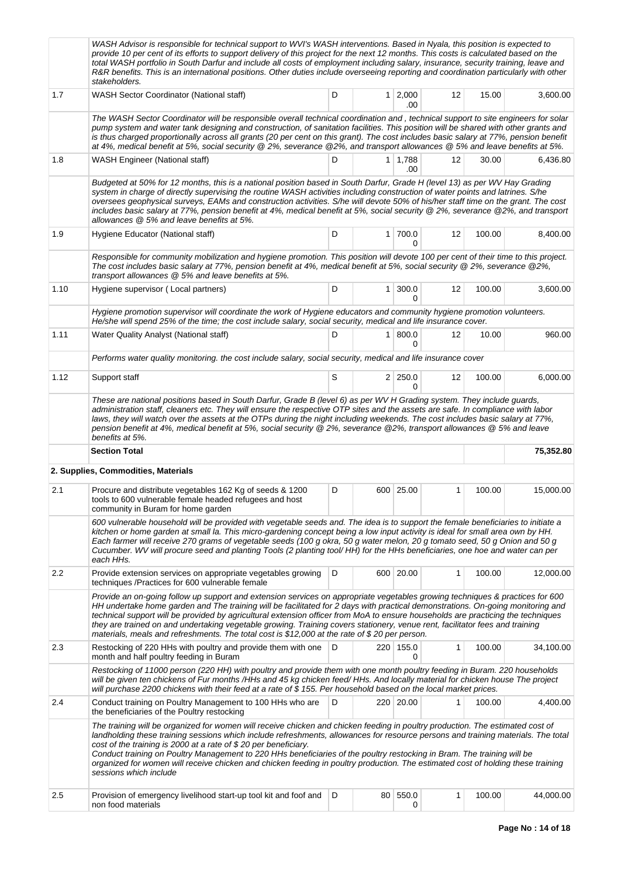| | | | | | | | |
|---|---|---|---|---|---|---|---|
| | *WASH Advisor is responsible for technical support to WVI's WASH interventions. Based in Nyala, this position is expected to provide 10 per cent of its efforts to support delivery of this project for the next 12 months. This costs is calculated based on the total WASH portfolio in South Darfur and include all costs of employment including salary, insurance, security training, leave and R&R benefits. This is an international positions. Other duties include overseeing reporting and coordination particularly with other stakeholders.* | | | | | | |
| 1.7 | WASH Sector Coordinator (National staff) | D | 1 | 2,000.00 | 12 | 15.00 | 3,600.00 |
| | *The WASH Sector Coordinator will be responsible overall technical coordination and , technical support to site engineers for solar pump system and water tank designing and construction, of sanitation facilities. This position will be shared with other grants and is thus charged proportionally across all grants (20 per cent on this grant). The cost includes basic salary at 77%, pension benefit at 4%, medical benefit at 5%, social security @ 2%, severance @2%, and transport allowances @ 5% and leave benefits at 5%.* | | | | | | |
| 1.8 | WASH Engineer (National staff) | D | 1 | 1,788.00 | 12 | 30.00 | 6,436.80 |
| | *Budgeted at 50% for 12 months, this is a national position based in South Darfur, Grade H (level 13) as per WV Hay Grading system in charge of directly supervising the routine WASH activities including construction of water points and latrines. S/he oversees geophysical surveys, EAMs and construction activities. S/he will devote 50% of his/her staff time on the grant. The cost includes basic salary at 77%, pension benefit at 4%, medical benefit at 5%, social security @ 2%, severance @2%, and transport allowances @ 5% and leave benefits at 5%.* | | | | | | |
| 1.9 | Hygiene Educator (National staff) | D | 1 | 700.00 | 12 | 100.00 | 8,400.00 |
| | *Responsible for community mobilization and hygiene promotion. This position will devote 100 per cent of their time to this project. The cost includes basic salary at 77%, pension benefit at 4%, medical benefit at 5%, social security @ 2%, severance @2%, transport allowances @ 5% and leave benefits at 5%.* | | | | | | |
| 1.10 | Hygiene supervisor ( Local partners) | D | 1 | 300.00 | 12 | 100.00 | 3,600.00 |
| | *Hygiene promotion supervisor will coordinate the work of Hygiene educators and community hygiene promotion volunteers. He/she will spend 25% of the time; the cost include salary, social security, medical and life insurance cover.* | | | | | | |
| 1.11 | Water Quality Analyst (National staff) | D | 1 | 800.00 | 12 | 10.00 | 960.00 |
| | *Performs water quality monitoring. the cost include salary, social security, medical and life insurance cover* | | | | | | |
| 1.12 | Support staff | S | 2 | 250.00 | 12 | 100.00 | 6,000.00 |
| | *These are national positions based in South Darfur, Grade B (level 6) as per WV H Grading system. They include guards, administration staff, cleaners etc. They will ensure the respective OTP sites and the assets are safe. In compliance with labor laws, they will watch over the assets at the OTPs during the night including weekends. The cost includes basic salary at 77%, pension benefit at 4%, medical benefit at 5%, social security @ 2%, severance @2%, transport allowances @ 5% and leave benefits at 5%.* | | | | | | |
| | **Section Total** | | | | | | **75,352.80** |
| | **2. Supplies, Commodities, Materials** | | | | | | |
| 2.1 | Procure and distribute vegetables 162 Kg of seeds & 1200 tools to 600 vulnerable female headed refugees and host community in Buram for home garden | D | 600 | 25.00 | 1 | 100.00 | 15,000.00 |
| | *600 vulnerable household will be provided with vegetable seeds and. The idea is to support the female beneficiaries to initiate a kitchen or home garden at small la. This micro-gardening concept being a low input activity is ideal for small area own by HH. Each farmer will receive 270 grams of vegetable seeds (100 g okra, 50 g water melon, 20 g tomato seed, 50 g Onion and 50 g Cucumber. WV will procure seed and planting Tools (2 planting tool/ HH) for the HHs beneficiaries, one hoe and water can per each HHs.* | | | | | | |
| 2.2 | Provide extension services on appropriate vegetables growing techniques /Practices for 600 vulnerable female | D | 600 | 20.00 | 1 | 100.00 | 12,000.00 |
| | *Provide an on-going follow up support and extension services on appropriate vegetables growing techniques & practices for 600 HH undertake home garden and The training will be facilitated for 2 days with practical demonstrations. On-going monitoring and technical support will be provided by agricultural extension officer from MoA to ensure households are practicing the techniques they are trained on and undertaking vegetable growing. Training covers stationery, venue rent, facilitator fees and training materials, meals and refreshments. The total cost is $12,000 at the rate of $ 20 per person.* | | | | | | |
| 2.3 | Restocking of 220 HHs with poultry and provide them with one month and half poultry feeding in Buram | D | 220 | 155.00 | 1 | 100.00 | 34,100.00 |
| | *Restocking of 11000 person (220 HH) with poultry and provide them with one month poultry feeding in Buram. 220 households will be given ten chickens of Fur months /HHs and 45 kg chicken feed/ HHs. And locally material for chicken house The project will purchase 2200 chickens with their feed at a rate of $ 155. Per household based on the local market prices.* | | | | | | |
| 2.4 | Conduct training on Poultry Management to 100 HHs who are the beneficiaries of the Poultry restocking | D | 220 | 20.00 | 1 | 100.00 | 4,400.00 |
| | *The training will be organized for women will receive chicken and chicken feeding in poultry production. The estimated cost of landholding these training sessions which include refreshments, allowances for resource persons and training materials. The total cost of the training is 2000 at a rate of $ 20 per beneficiary. Conduct training on Poultry Management to 220 HHs beneficiaries of the poultry restocking in Bram. The training will be organized for women will receive chicken and chicken feeding in poultry production. The estimated cost of holding these training sessions which include* | | | | | | |
| 2.5 | Provision of emergency livelihood start-up tool kit and foof and non food materials | D | 80 | 550.00 | 1 | 100.00 | 44,000.00 |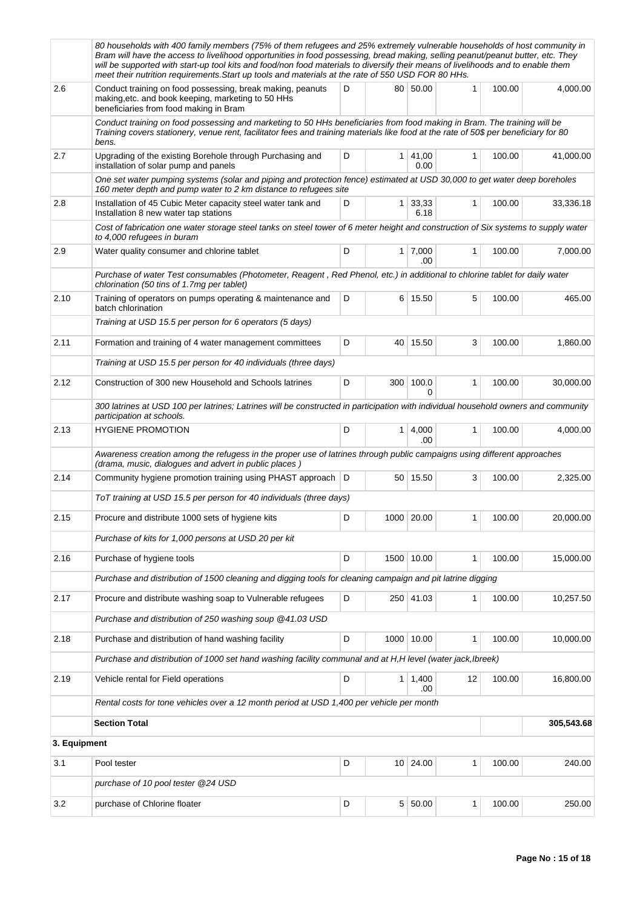| | | | | | | | |
|---|---|---|---|---|---|---|---|
| | *80 households with 400 family members (75% of them refugees and 25% extremely vulnerable households of host community in Bram will have the access to livelihood opportunities in food possessing, bread making, selling peanut/peanut butter, etc. They will be supported with start-up tool kits and food/non food materials to diversify their means of livelihoods and to enable them meet their nutrition requirements.Start up tools and materials at the rate of 550 USD FOR 80 HHs.* | | | | | | |
| 2.6 | Conduct training on food possessing, break making, peanuts making,etc. and book keeping, marketing to 50 HHs beneficiaries from food making in Bram | D | 80 | 50.00 | 1 | 100.00 | 4,000.00 |
| | *Conduct training on food possessing and marketing to 50 HHs beneficiaries from food making in Bram. The training will be Training covers stationery, venue rent, facilitator fees and training materials like food at the rate of 50$ per beneficiary for 80 bens.* | | | | | | |
| 2.7 | Upgrading of the existing Borehole through Purchasing and installation of solar pump and panels | D | 1 | 41,000.00 | 1 | 100.00 | 41,000.00 |
| | *One set water pumping systems (solar and piping and protection fence) estimated at USD 30,000 to get water deep boreholes 160 meter depth and pump water to 2 km distance to refugees site* | | | | | | |
| 2.8 | Installation of 45 Cubic Meter capacity steel water tank and Installation 8 new water tap stations | D | 1 | 33,336.18 | 1 | 100.00 | 33,336.18 |
| | *Cost of fabrication one water storage steel tanks on steel tower of 6 meter height and construction of Six systems to supply water to 4,000 refugees in buram* | | | | | | |
| 2.9 | Water quality consumer and chlorine tablet | D | 1 | 7,000.00 | 1 | 100.00 | 7,000.00 |
| | *Purchase of water Test consumables (Photometer, Reagent , Red Phenol, etc.) in additional to chlorine tablet for daily water chlorination (50 tins of 1.7mg per tablet)* | | | | | | |
| 2.10 | Training of operators on pumps operating & maintenance and batch chlorination | D | 6 | 15.50 | 5 | 100.00 | 465.00 |
| | *Training at USD 15.5 per person for 6 operators (5 days)* | | | | | | |
| 2.11 | Formation and training of 4 water management committees | D | 40 | 15.50 | 3 | 100.00 | 1,860.00 |
| | *Training at USD 15.5 per person for 40 individuals (three days)* | | | | | | |
| 2.12 | Construction of 300 new Household and Schools latrines | D | 300 | 100.00 | 1 | 100.00 | 30,000.00 |
| | *300 latrines at USD 100 per latrines; Latrines will be constructed in participation with individual household owners and community participation at schools.* | | | | | | |
| 2.13 | HYGIENE PROMOTION | D | 1 | 4,000.00 | 1 | 100.00 | 4,000.00 |
| | *Awareness creation among the refugess in the proper use of latrines through public campaigns using different approaches (drama, music, dialogues and advert in public places )* | | | | | | |
| 2.14 | Community hygiene promotion training using PHAST approach | D | 50 | 15.50 | 3 | 100.00 | 2,325.00 |
| | *ToT training at USD 15.5 per person for 40 individuals (three days)* | | | | | | |
| 2.15 | Procure and distribute 1000 sets of hygiene kits | D | 1000 | 20.00 | 1 | 100.00 | 20,000.00 |
| | *Purchase of kits for 1,000 persons at USD 20 per kit* | | | | | | |
| 2.16 | Purchase of hygiene tools | D | 1500 | 10.00 | 1 | 100.00 | 15,000.00 |
| | *Purchase and distribution of 1500 cleaning and digging tools for cleaning campaign and pit latrine digging* | | | | | | |
| 2.17 | Procure and distribute washing soap to Vulnerable refugees | D | 250 | 41.03 | 1 | 100.00 | 10,257.50 |
| | *Purchase and distribution of 250 washing soup @41.03 USD* | | | | | | |
| 2.18 | Purchase and distribution of hand washing facility | D | 1000 | 10.00 | 1 | 100.00 | 10,000.00 |
| | *Purchase and distribution of 1000 set hand washing facility communal and at H,H level (water jack,Ibreek)* | | | | | | |
| 2.19 | Vehicle rental for Field operations | D | 1 | 1,400.00 | 12 | 100.00 | 16,800.00 |
| | *Rental costs for tone vehicles over a 12 month period at USD 1,400 per vehicle per month* | | | | | | |
| | **Section Total** | | | | | | **305,543.68** |
| **3. Equipment** | | | | | | | |
| 3.1 | Pool tester | D | 10 | 24.00 | 1 | 100.00 | 240.00 |
| | *purchase of 10 pool tester @24 USD* | | | | | | |
| 3.2 | purchase of Chlorine floater | D | 5 | 50.00 | 1 | 100.00 | 250.00 |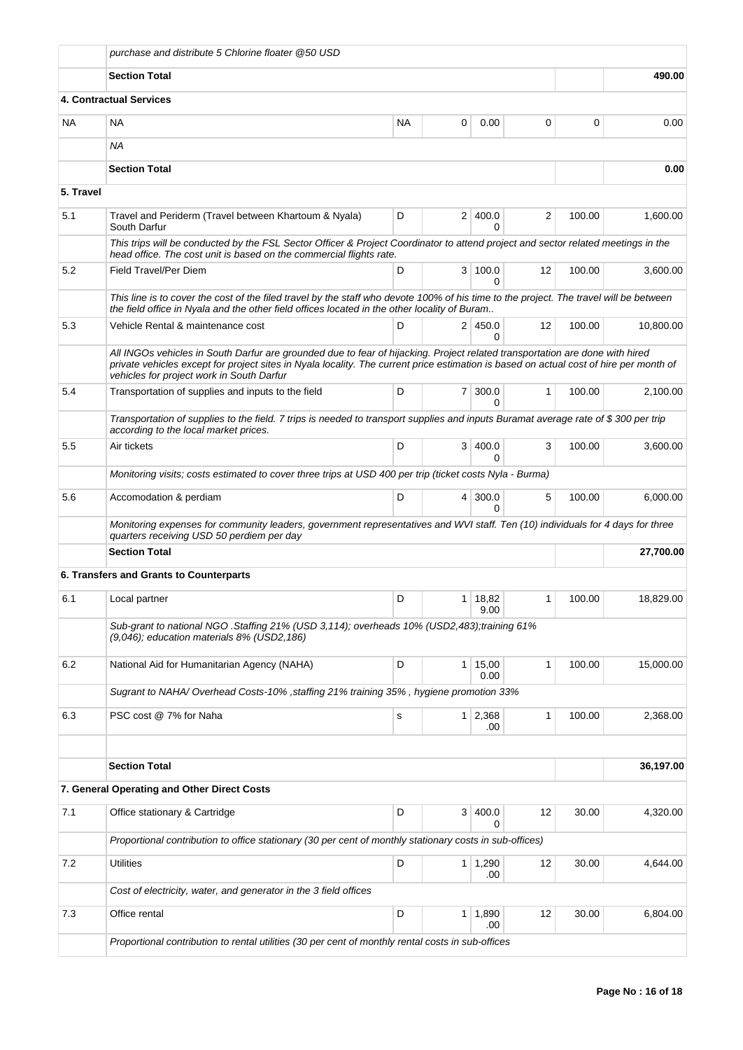| | | | | | | | |
|---|---|---|---|---|---|---|---|
| | *purchase and distribute 5 Chlorine floater @50 USD* | | | | | | |
| | **Section Total** | | | | | | **490.00** |
| **4. Contractual Services** | | | | | | | |
| NA | NA | NA | 0 | 0.00 | 0 | 0 | 0.00 |
| | *NA* | | | | | | |
| | **Section Total** | | | | | | **0.00** |
| **5. Travel** | | | | | | | |
| 5.1 | Travel and Periderm (Travel between Khartoum & Nyala) South Darfur | D | 2 | 400.00 | 2 | 100.00 | 1,600.00 |
| | *This trips will be conducted by the FSL Sector Officer & Project Coordinator to attend project and sector related meetings in the head office. The cost unit is based on the commercial flights rate.* | | | | | | |
| 5.2 | Field Travel/Per Diem | D | 3 | 100.00 | 12 | 100.00 | 3,600.00 |
| | *This line is to cover the cost of the filed travel by the staff who devote 100% of his time to the project. The travel will be between the field office in Nyala and the other field offices located in the other locality of Buram..* | | | | | | |
| 5.3 | Vehicle Rental & maintenance cost | D | 2 | 450.00 | 12 | 100.00 | 10,800.00 |
| | *All INGOs vehicles in South Darfur are grounded due to fear of hijacking. Project related transportation are done with hired private vehicles except for project sites in Nyala locality. The current price estimation is based on actual cost of hire per month of vehicles for project work in South Darfur* | | | | | | |
| 5.4 | Transportation of supplies and inputs to the field | D | 7 | 300.00 | 1 | 100.00 | 2,100.00 |
| | *Transportation of supplies to the field. 7 trips is needed to transport supplies and inputs Buramat average rate of $ 300 per trip according to the local market prices.* | | | | | | |
| 5.5 | Air tickets | D | 3 | 400.00 | 3 | 100.00 | 3,600.00 |
| | *Monitoring visits; costs estimated to cover three trips at USD 400 per trip (ticket costs Nyla - Burma)* | | | | | | |
| 5.6 | Accomodation & perdiam | D | 4 | 300.00 | 5 | 100.00 | 6,000.00 |
| | *Monitoring expenses for community leaders, government representatives and WVI staff. Ten (10) individuals for 4 days for three quarters receiving USD 50 perdiem per day* | | | | | | |
| | **Section Total** | | | | | | **27,700.00** |
| **6. Transfers and Grants to Counterparts** | | | | | | | |
| 6.1 | Local partner | D | 1 | 18,829.00 | 1 | 100.00 | 18,829.00 |
| | *Sub-grant to national NGO .Staffing 21% (USD 3,114); overheads 10% (USD2,483);training 61% (9,046); education materials 8% (USD2,186)* | | | | | | |
| 6.2 | National Aid for Humanitarian Agency (NAHA) | D | 1 | 15,000.00 | 1 | 100.00 | 15,000.00 |
| | *Sugrant to NAHA/ Overhead Costs-10% ,staffing 21% training 35% , hygiene promotion 33%* | | | | | | |
| 6.3 | PSC cost @ 7% for Naha | s | 1 | 2,368.00 | 1 | 100.00 | 2,368.00 |
| | | | | | | | |
| | **Section Total** | | | | | | **36,197.00** |
| **7. General Operating and Other Direct Costs** | | | | | | | |
| 7.1 | Office stationary & Cartridge | D | 3 | 400.00 | 12 | 30.00 | 4,320.00 |
| | *Proportional contribution to office stationary (30 per cent of monthly stationary costs in sub-offices)* | | | | | | |
| 7.2 | Utilities | D | 1 | 1,290.00 | 12 | 30.00 | 4,644.00 |
| | *Cost of electricity, water, and generator in the 3 field offices* | | | | | | |
| 7.3 | Office rental | D | 1 | 1,890.00 | 12 | 30.00 | 6,804.00 |
| | *Proportional contribution to rental utilities (30 per cent of monthly rental costs in sub-offices* | | | | | | |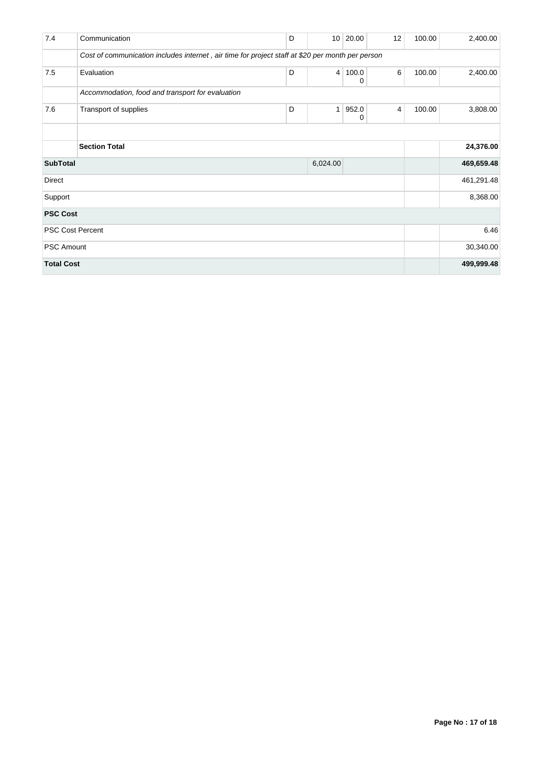| 7.4 | Communication | D | 10 | 20.00 | 12 | 100.00 | 2,400.00 |
|---|---|---|---|---|---|---|---|
| | *Cost of communication includes internet , air time for project staff at $20 per month per person* | | | | | | |
| 7.5 | Evaluation | D | 4 | 100.00 | 6 | 100.00 | 2,400.00 |
| | *Accommodation, food and transport for evaluation* | | | | | | |
| 7.6 | Transport of supplies | D | 1 | 952.00 | 4 | 100.00 | 3,808.00 |
| | | | | | | | |
| | **Section Total** | | | | | | **24,376.00** |
| **SubTotal** | | | 6,024.00 | | | | **469,659.48** |
| Direct | | | | | | | 461,291.48 |
| Support | | | | | | | 8,368.00 |
| **PSC Cost** | | | | | | | |
| PSC Cost Percent | | | | | | | 6.46 |
| PSC Amount | | | | | | | 30,340.00 |
| **Total Cost** | | | | | | | **499,999.48** |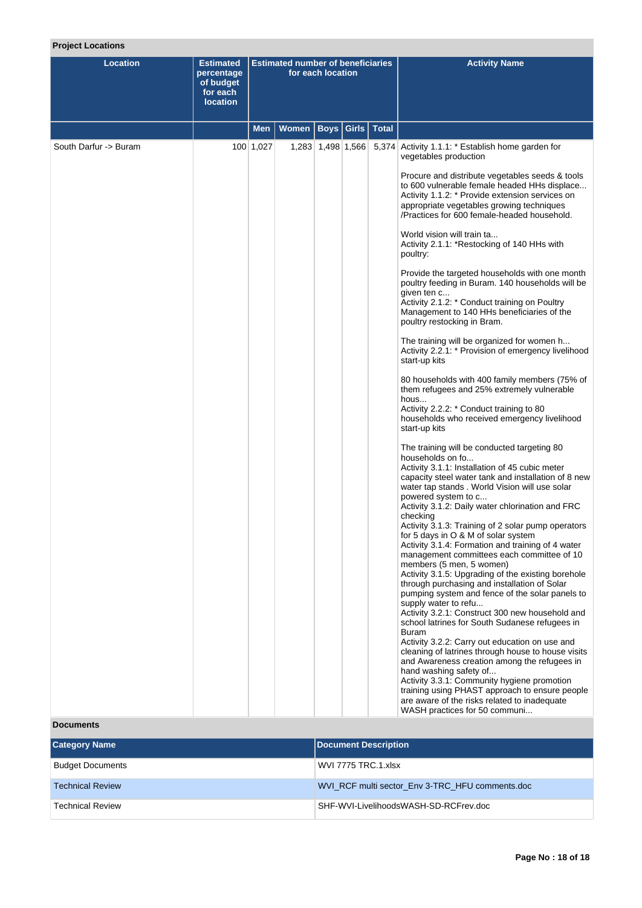**Project Locations**

| Location | Estimated percentage of budget for each location | Estimated number of beneficiaries for each location | | | | | Activity Name |
|---|---|---|---|---|---|---|---|
| | | Men | Women | Boys | Girls | Total | |
| South Darfur -> Buram | 100 | 1,027 | 1,283 | 1,498 | 1,566 | 5,374 | Activity 1.1.1: * Establish home garden for vegetables production<br><br>Procure and distribute vegetables seeds & tools to 600 vulnerable female headed HHs displace...<br>Activity 1.1.2: * Provide extension services on appropriate vegetables growing techniques /Practices for 600 female-headed household.<br><br>World vision will train ta...<br>Activity 2.1.1: *Restocking of 140 HHs with poultry:<br><br>Provide the targeted households with one month poultry feeding in Buram. 140 households will be given ten c...<br>Activity 2.1.2: * Conduct training on Poultry Management to 140 HHs beneficiaries of the poultry restocking in Bram.<br><br>The training will be organized for women h...<br>Activity 2.2.1: * Provision of emergency livelihood start-up kits<br><br>80 households with 400 family members (75% of them refugees and 25% extremely vulnerable hous...<br>Activity 2.2.2: * Conduct training to 80 households who received emergency livelihood start-up kits<br><br>The training will be conducted targeting 80 households on fo...<br>Activity 3.1.1: Installation of 45 cubic meter capacity steel water tank and installation of 8 new water tap stands . World Vision will use solar powered system to c...<br>Activity 3.1.2: Daily water chlorination and FRC checking<br>Activity 3.1.3: Training of 2 solar pump operators for 5 days in O & M of solar system<br>Activity 3.1.4: Formation and training of 4 water management committees each committee of 10 members (5 men, 5 women)<br>Activity 3.1.5: Upgrading of the existing borehole through purchasing and installation of Solar pumping system and fence of the solar panels to supply water to refu...<br>Activity 3.2.1: Construct 300 new household and school latrines for South Sudanese refugees in Buram<br>Activity 3.2.2: Carry out education on use and cleaning of latrines through house to house visits and Awareness creation among the refugees in hand washing safety of...<br>Activity 3.3.1: Community hygiene promotion training using PHAST approach to ensure people are aware of the risks related to inadequate WASH practices for 50 communi... |

**Documents**

| Category Name | Document Description |
|---|---|
| Budget Documents | WVI 7775 TRC.1.xlsx |
| Technical Review | WVI_RCF multi sector_Env 3-TRC_HFU comments.doc |
| Technical Review | SHF-WVI-LivelihoodsWASH-SD-RCFrev.doc |